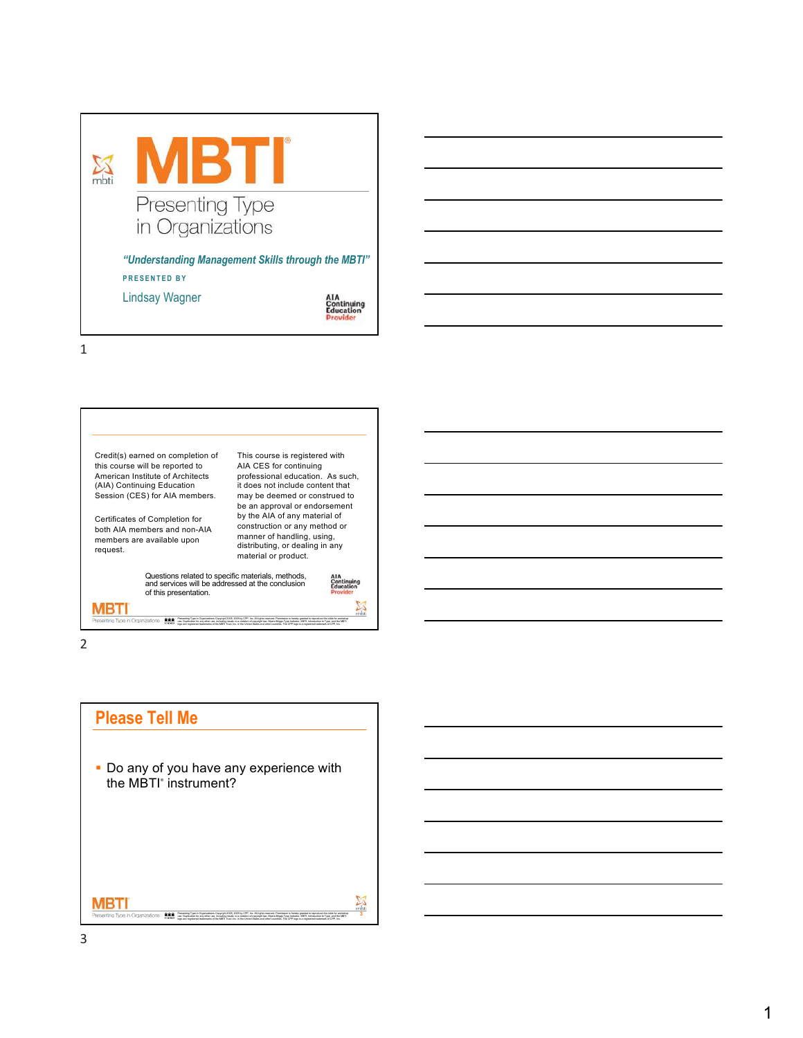# MBTI®

## Presenting Type in Organizations

***"Understanding Management Skills through the MBTI"***

**PRESENTED BY**

Lindsay Wagner

AIA Continuing Education Provider

---

Credit(s) earned on completion of this course will be reported to American Institute of Architects (AIA) Continuing Education Session (CES) for AIA members.

Certificates of Completion for both AIA members and non-AIA members are available upon request.

This course is registered with AIA CES for continuing professional education. As such, it does not include content that may be deemed or construed to be an approval or endorsement by the AIA of any material of construction or any method or manner of handling, using, distributing, or dealing in any material or product.

Questions related to specific materials, methods, and services will be addressed at the conclusion of this presentation.

AIA Continuing Education Provider

---

## Please Tell Me

- Do any of you have any experience with the MBTI® instrument?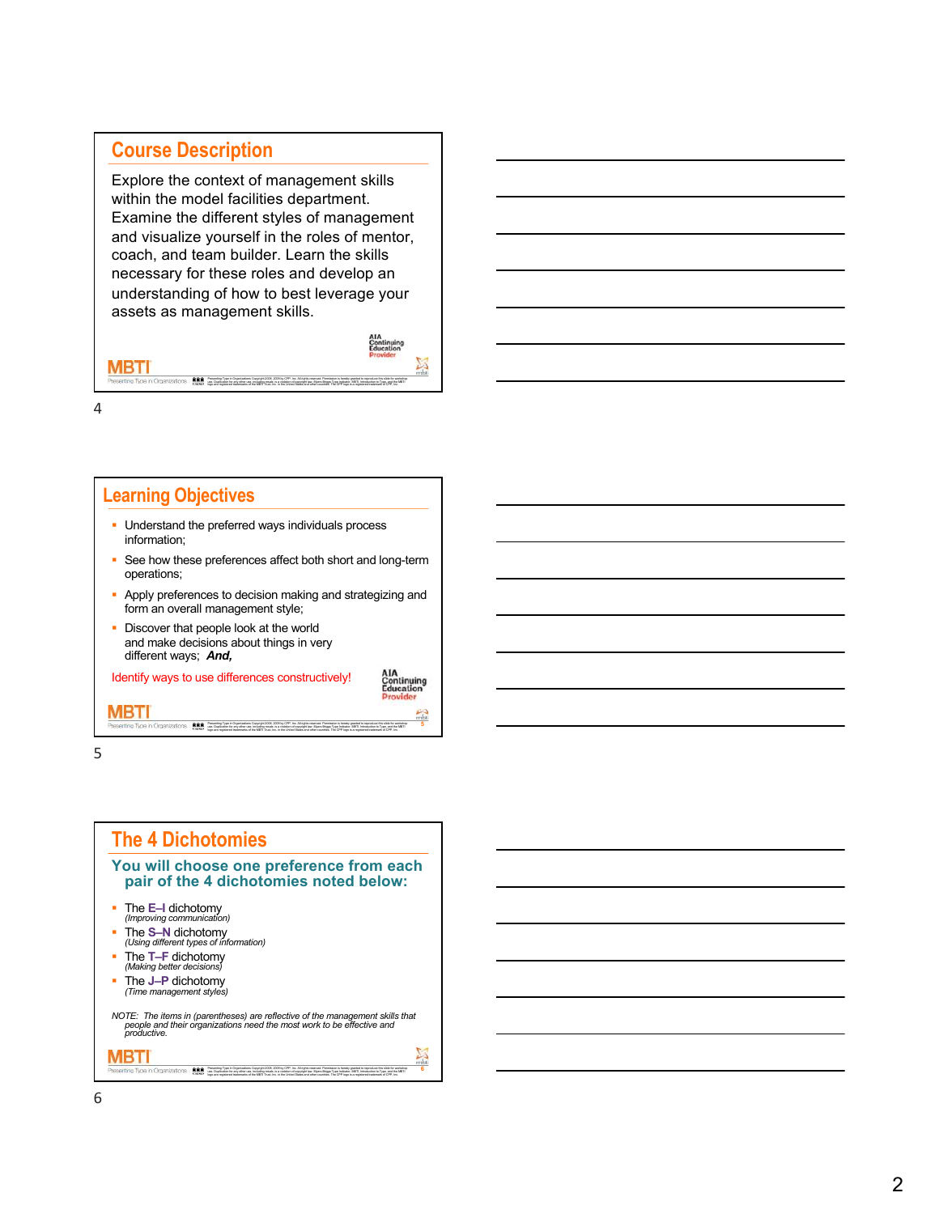## Course Description

Explore the context of management skills within the model facilities department. Examine the different styles of management and visualize yourself in the roles of mentor, coach, and team builder. Learn the skills necessary for these roles and develop an understanding of how to best leverage your assets as management skills.

AIA Continuing Education Provider

MBTI
Presenting Type in Organizations

4

## Learning Objectives

- Understand the preferred ways individuals process information;
- See how these preferences affect both short and long-term operations;
- Apply preferences to decision making and strategizing and form an overall management style;
- Discover that people look at the world and make decisions about things in very different ways; ***And,***

Identify ways to use differences constructively!

AIA Continuing Education Provider

MBTI
Presenting Type in Organizations

5

## The 4 Dichotomies

### You will choose one preference from each pair of the 4 dichotomies noted below:

- The E–I dichotomy
  *(Improving communication)*
- The S–N dichotomy
  *(Using different types of information)*
- The T–F dichotomy
  *(Making better decisions)*
- The J–P dichotomy
  *(Time management styles)*

*NOTE: The items in (parentheses) are reflective of the management skills that people and their organizations need the most work to be effective and productive.*

MBTI
Presenting Type in Organizations

6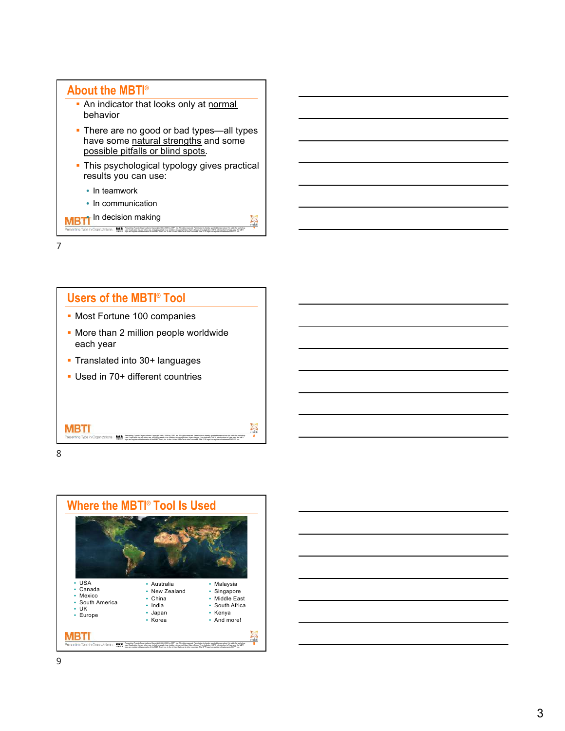## About the MBTI®

- An indicator that looks only at normal behavior
- There are no good or bad types—all types have some natural strengths and some possible pitfalls or blind spots.
- This psychological typology gives practical results you can use:
  - In teamwork
  - In communication
  - In decision making

## Users of the MBTI® Tool

- Most Fortune 100 companies
- More than 2 million people worldwide each year
- Translated into 30+ languages
- Used in 70+ different countries

## Where the MBTI® Tool Is Used

- USA
- Canada
- Mexico
- South America
- UK
- Europe
- Australia
- New Zealand
- China
- India
- Japan
- Korea
- Malaysia
- Singapore
- Middle East
- South Africa
- Kenya
- And more!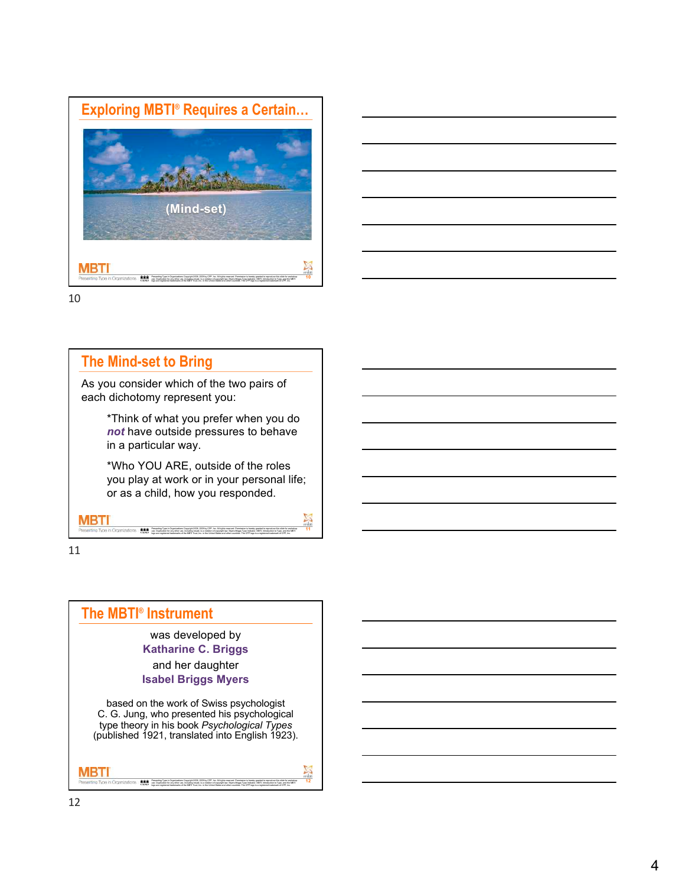## Exploring MBTI® Requires a Certain…

(Mind-set)

## The Mind-set to Bring

As you consider which of the two pairs of each dichotomy represent you:

*Think of what you prefer when you do ***not*** have outside pressures to behave in a particular way.

*Who YOU ARE, outside of the roles you play at work or in your personal life; or as a child, how you responded.

## The MBTI® Instrument

was developed by
**Katharine C. Briggs**
and her daughter
**Isabel Briggs Myers**

based on the work of Swiss psychologist C. G. Jung, who presented his psychological type theory in his book *Psychological Types* (published 1921, translated into English 1923).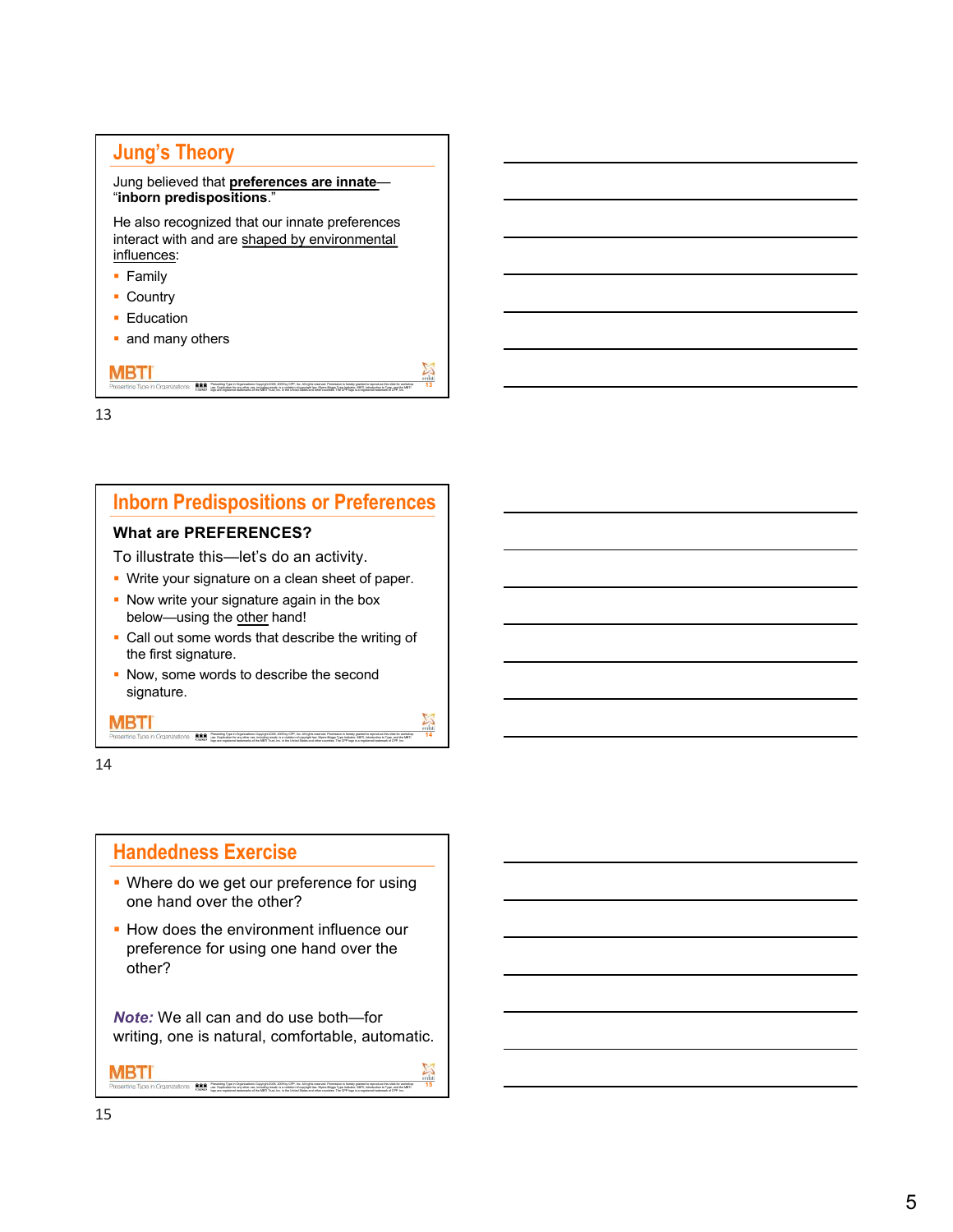## Jung's Theory

Jung believed that **preferences are innate**—"**inborn predispositions**."

He also recognized that our innate preferences interact with and are shaped by environmental influences:

- Family
- Country
- Education
- and many others

13

## Inborn Predispositions or Preferences

**What are PREFERENCES?**

To illustrate this—let's do an activity.

- Write your signature on a clean sheet of paper.
- Now write your signature again in the box below—using the other hand!
- Call out some words that describe the writing of the first signature.
- Now, some words to describe the second signature.

14

## Handedness Exercise

- Where do we get our preference for using one hand over the other?
- How does the environment influence our preference for using one hand over the other?

***Note:*** We all can and do use both—for writing, one is natural, comfortable, automatic.

15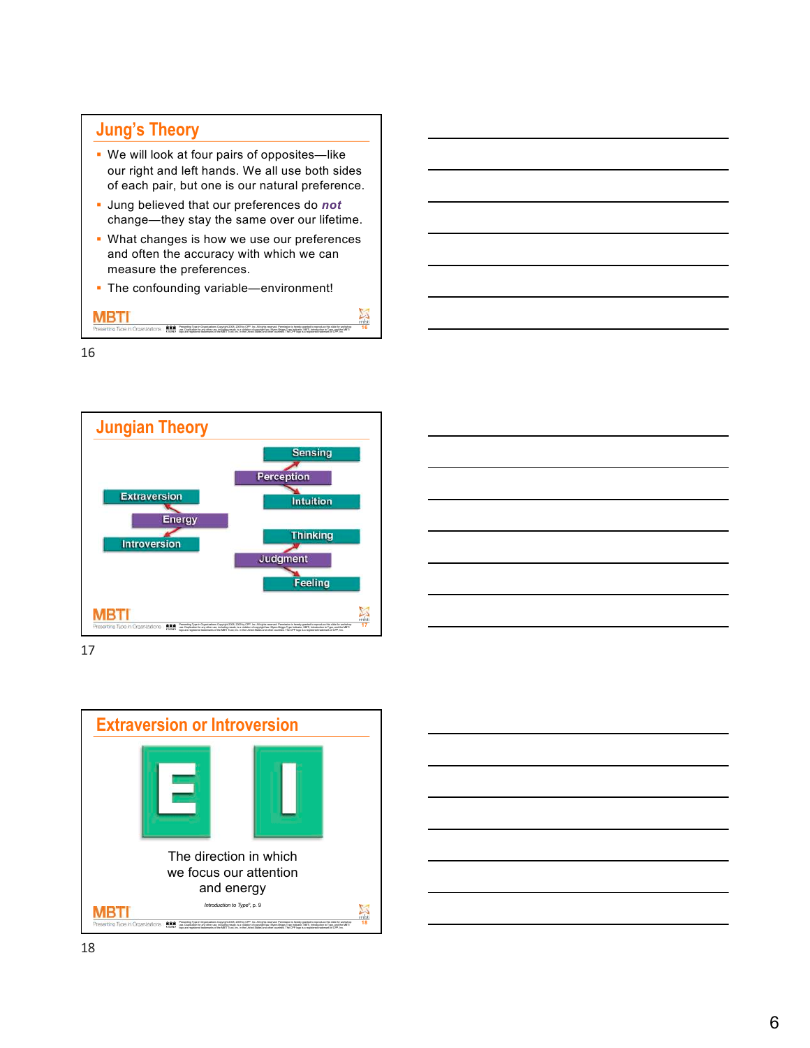## Jung's Theory

- We will look at four pairs of opposites—like our right and left hands. We all use both sides of each pair, but one is our natural preference.
- Jung believed that our preferences do ***not*** change—they stay the same over our lifetime.
- What changes is how we use our preferences and often the accuracy with which we can measure the preferences.
- The confounding variable—environment!

16

## Jungian Theory

Extraversion
Energy
Introversion

Sensing
Perception
Intuition

Thinking
Judgment
Feeling

17

## Extraversion or Introversion

E I

The direction in which we focus our attention and energy

*Introduction to Type®*, p. 9

18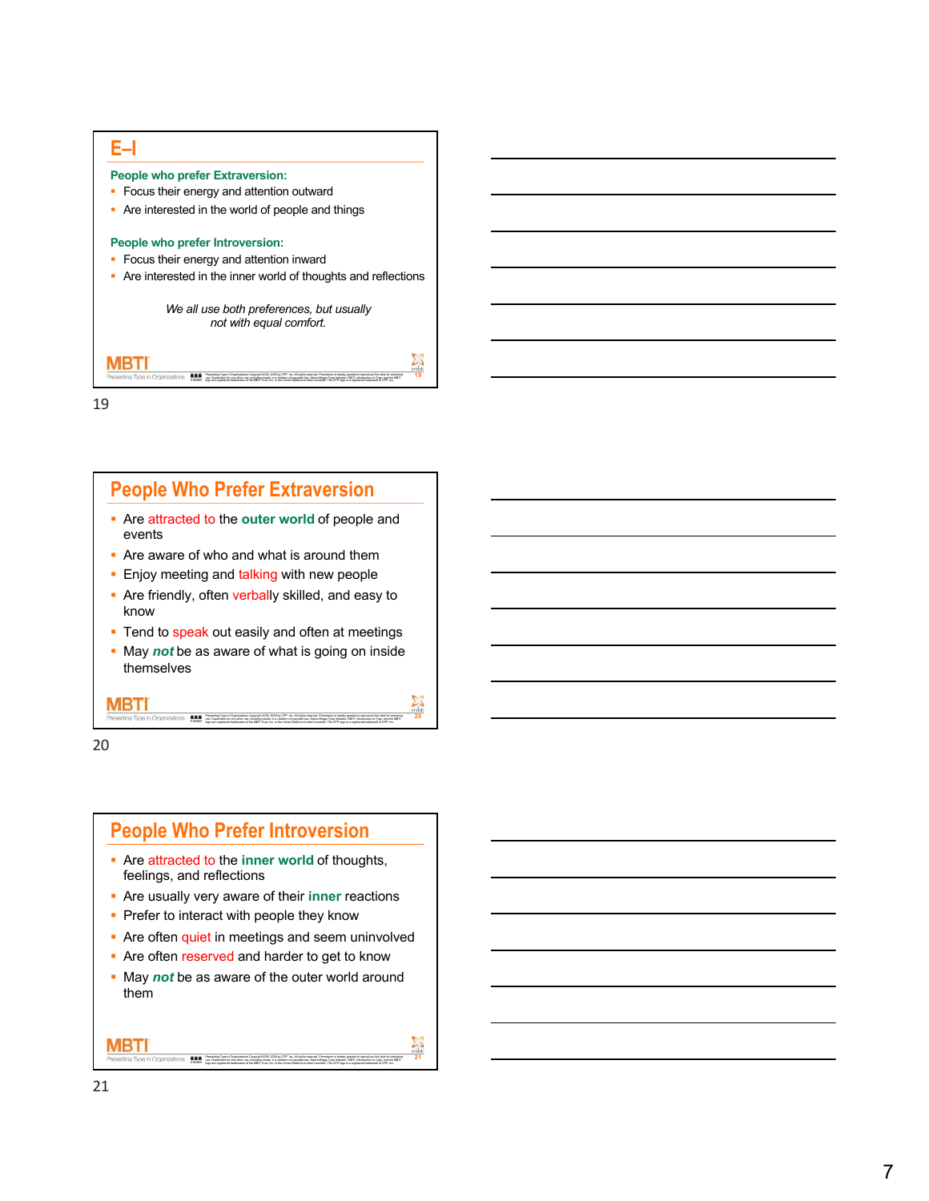## E–I

**People who prefer Extraversion:**

- Focus their energy and attention outward
- Are interested in the world of people and things

**People who prefer Introversion:**

- Focus their energy and attention inward
- Are interested in the inner world of thoughts and reflections

*We all use both preferences, but usually not with equal comfort.*

19

## People Who Prefer Extraversion

- Are attracted to the **outer world** of people and events
- Are aware of who and what is around them
- Enjoy meeting and talking with new people
- Are friendly, often verbally skilled, and easy to know
- Tend to speak out easily and often at meetings
- May ***not*** be as aware of what is going on inside themselves

20

## People Who Prefer Introversion

- Are attracted to the **inner world** of thoughts, feelings, and reflections
- Are usually very aware of their **inner** reactions
- Prefer to interact with people they know
- Are often quiet in meetings and seem uninvolved
- Are often reserved and harder to get to know
- May ***not*** be as aware of the outer world around them

21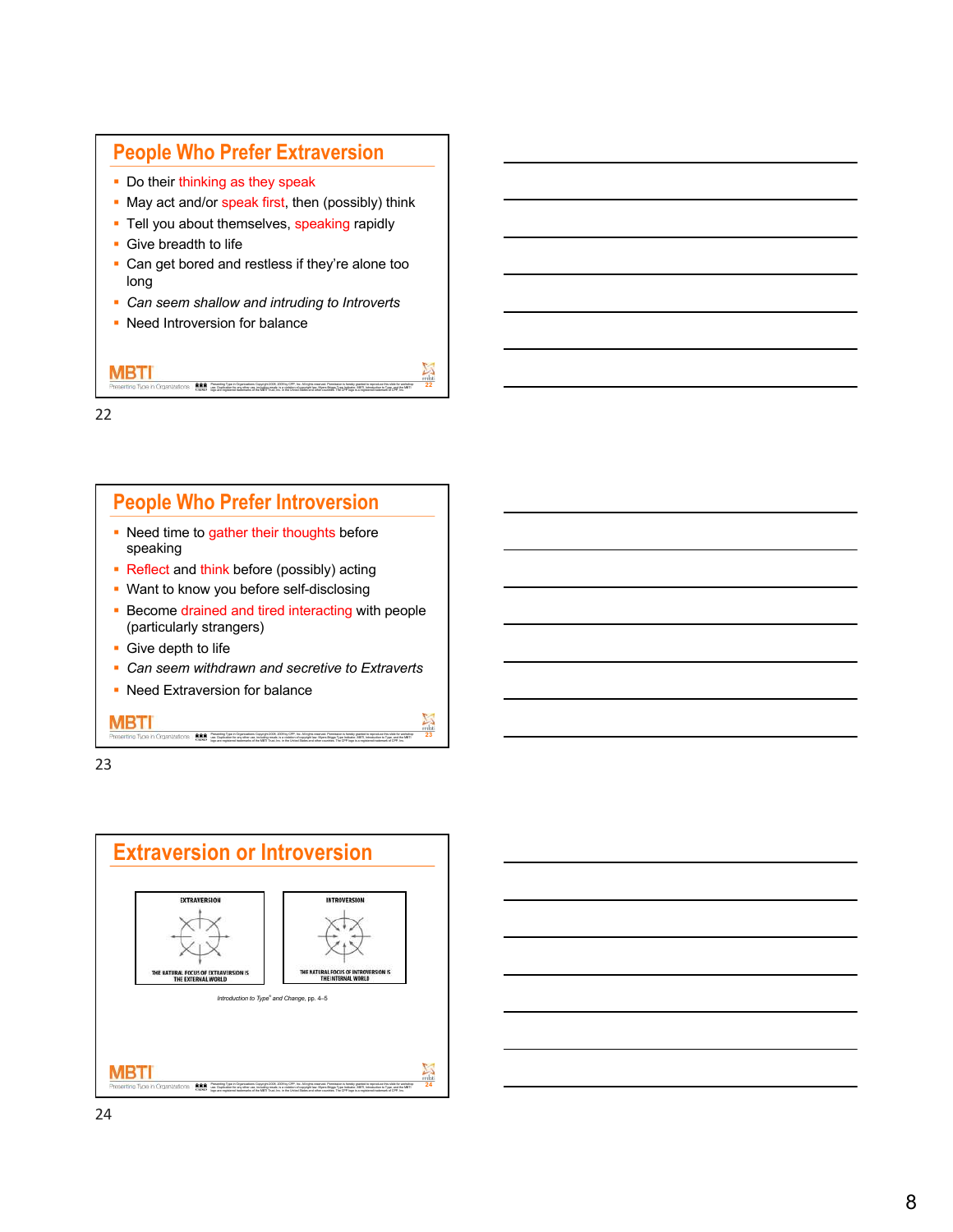## People Who Prefer Extraversion

- Do their thinking as they speak
- May act and/or speak first, then (possibly) think
- Tell you about themselves, speaking rapidly
- Give breadth to life
- Can get bored and restless if they're alone too long
- *Can seem shallow and intruding to Introverts*
- Need Introversion for balance

22

## People Who Prefer Introversion

- Need time to gather their thoughts before speaking
- Reflect and think before (possibly) acting
- Want to know you before self-disclosing
- Become drained and tired interacting with people (particularly strangers)
- Give depth to life
- *Can seem withdrawn and secretive to Extraverts*
- Need Extraversion for balance

23

## Extraversion or Introversion

EXTRAVERSION

THE NATURAL FOCUS OF EXTRAVERSION IS THE EXTERNAL WORLD

INTROVERSION

THE NATURAL FOCUS OF INTROVERSION IS THE INTERNAL WORLD

*Introduction to Type® and Change*, pp. 4–5

24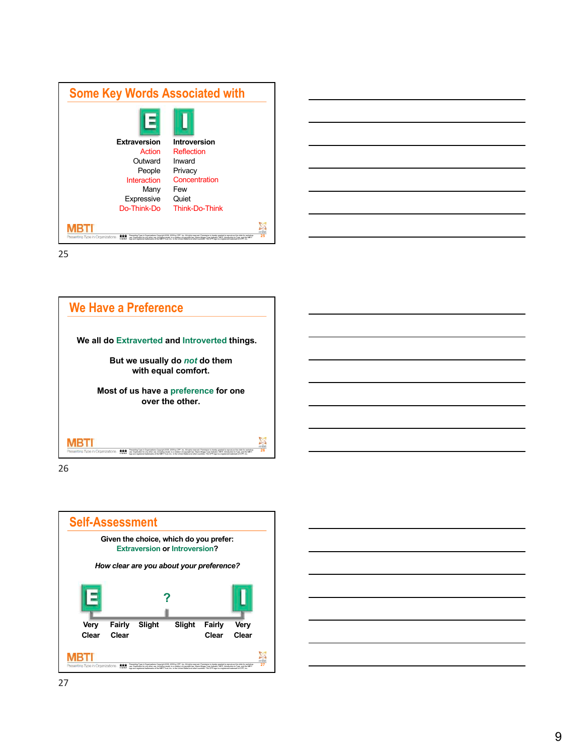## Some Key Words Associated with

| Extraversion | Introversion |
|---|---|
| Action | Reflection |
| Outward | Inward |
| People | Privacy |
| Interaction | Concentration |
| Many | Few |
| Expressive | Quiet |
| Do-Think-Do | Think-Do-Think |

25

## We Have a Preference

**We all do Extraverted and Introverted things.**

**But we usually do *not* do them with equal comfort.**

**Most of us have a preference for one over the other.**

26

## Self-Assessment

**Given the choice, which do you prefer: Extraversion or Introversion?**

***How clear are you about your preference?***

E — Very Clear | Fairly Clear | Slight | ? | Slight | Fairly Clear | Very Clear — I

27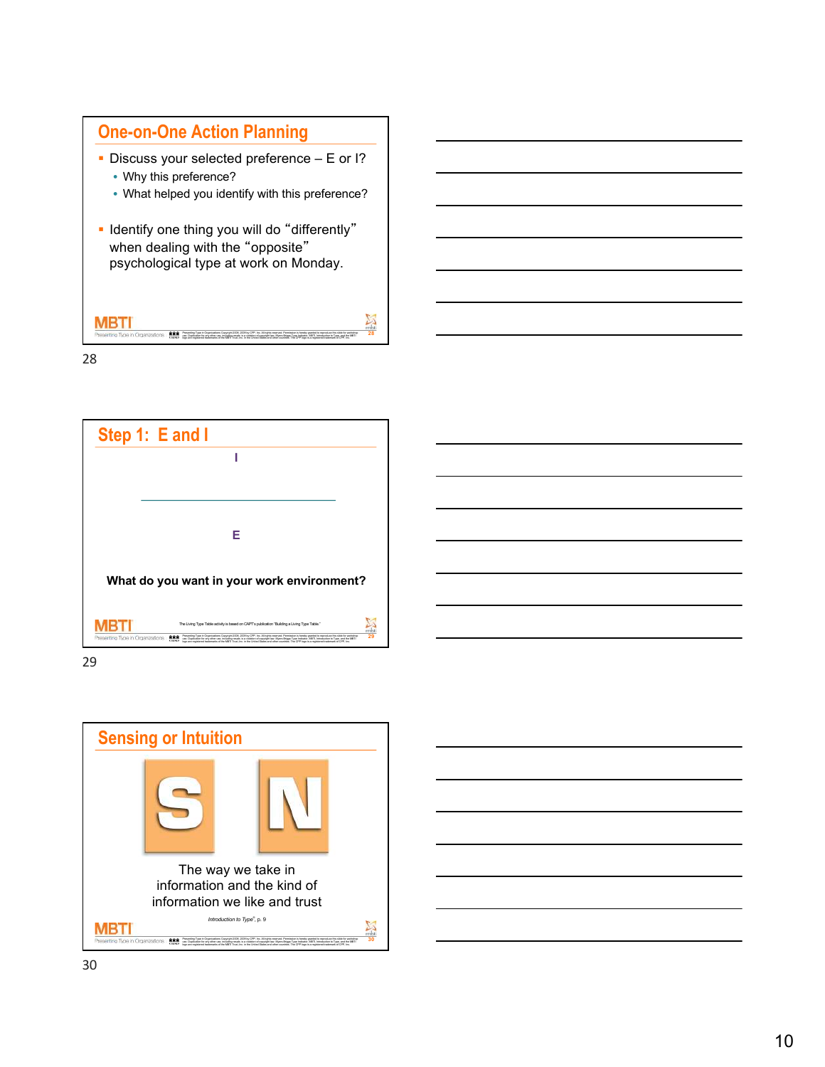## One-on-One Action Planning

- Discuss your selected preference – E or I?
  - Why this preference?
  - What helped you identify with this preference?
- Identify one thing you will do "differently" when dealing with the "opposite" psychological type at work on Monday.

28

## Step 1: E and I

I

E

**What do you want in your work environment?**

The Living Type Table activity is based on CAPT's publication "Building a Living Type Table."

29

## Sensing or Intuition

S N

The way we take in information and the kind of information we like and trust

*Introduction to Type®*, p. 9

30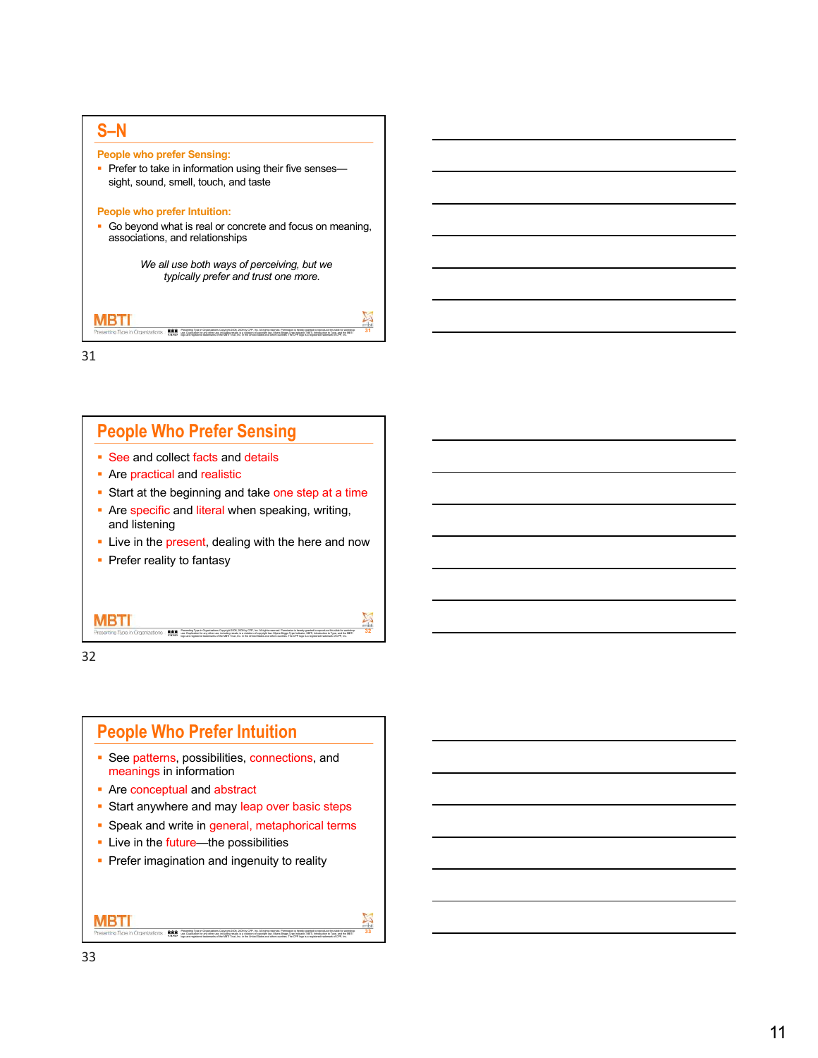## S–N

**People who prefer Sensing:**

- Prefer to take in information using their five senses—sight, sound, smell, touch, and taste

**People who prefer Intuition:**

- Go beyond what is real or concrete and focus on meaning, associations, and relationships

*We all use both ways of perceiving, but we typically prefer and trust one more.*

31

## People Who Prefer Sensing

- See and collect facts and details
- Are practical and realistic
- Start at the beginning and take one step at a time
- Are specific and literal when speaking, writing, and listening
- Live in the present, dealing with the here and now
- Prefer reality to fantasy

32

## People Who Prefer Intuition

- See patterns, possibilities, connections, and meanings in information
- Are conceptual and abstract
- Start anywhere and may leap over basic steps
- Speak and write in general, metaphorical terms
- Live in the future—the possibilities
- Prefer imagination and ingenuity to reality

33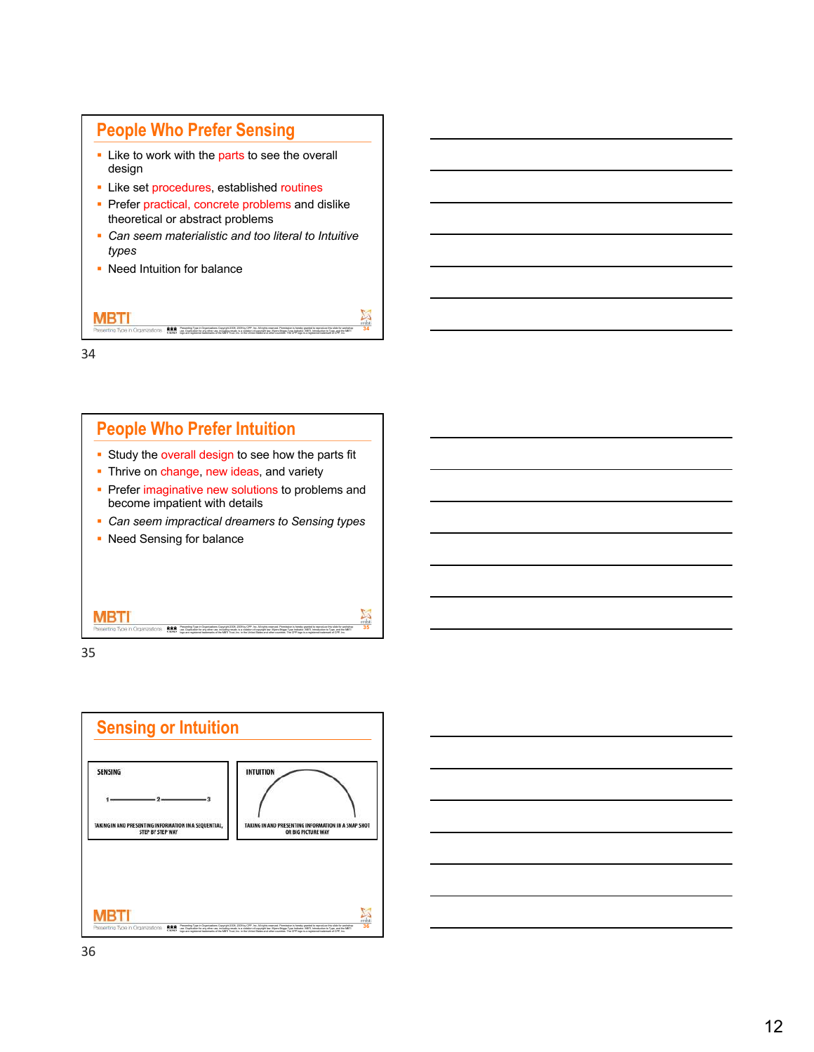## People Who Prefer Sensing

- Like to work with the parts to see the overall design
- Like set procedures, established routines
- Prefer practical, concrete problems and dislike theoretical or abstract problems
- *Can seem materialistic and too literal to Intuitive types*
- Need Intuition for balance

34

## People Who Prefer Intuition

- Study the overall design to see how the parts fit
- Thrive on change, new ideas, and variety
- Prefer imaginative new solutions to problems and become impatient with details
- *Can seem impractical dreamers to Sensing types*
- Need Sensing for balance

35

## Sensing or Intuition

| SENSING | INTUITION |
|---|---|
| 1 ———— 2 ———— 3 | (arc) |
| TAKING IN AND PRESENTING INFORMATION IN A SEQUENTIAL, STEP BY STEP WAY | TAKING IN AND PRESENTING INFORMATION IN A SNAP SHOT OR BIG PICTURE WAY |

36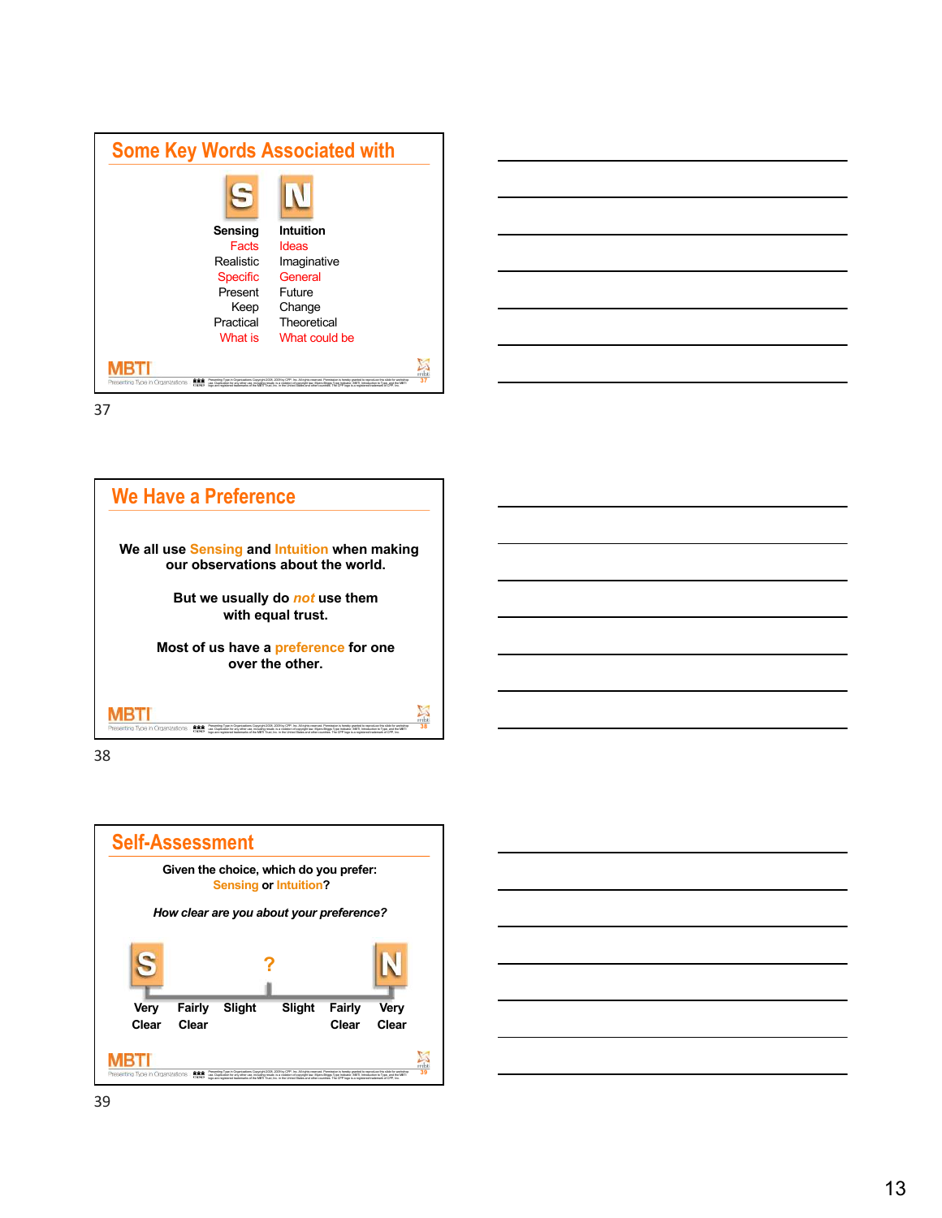## Some Key Words Associated with

| S | N |
|---|---|
| **Sensing** | **Intuition** |
| Facts | Ideas |
| Realistic | Imaginative |
| Specific | General |
| Present | Future |
| Keep | Change |
| Practical | Theoretical |
| What is | What could be |

MBTI
Presenting Type in Organizations

37

## We Have a Preference

**We all use Sensing and Intuition when making our observations about the world.**

**But we usually do *not* use them with equal trust.**

**Most of us have a preference for one over the other.**

MBTI
Presenting Type in Organizations

38

## Self-Assessment

**Given the choice, which do you prefer: Sensing or Intuition?**

***How clear are you about your preference?***

S ? N

Very Clear | Fairly Clear | Slight | Slight | Fairly Clear | Very Clear

MBTI
Presenting Type in Organizations

39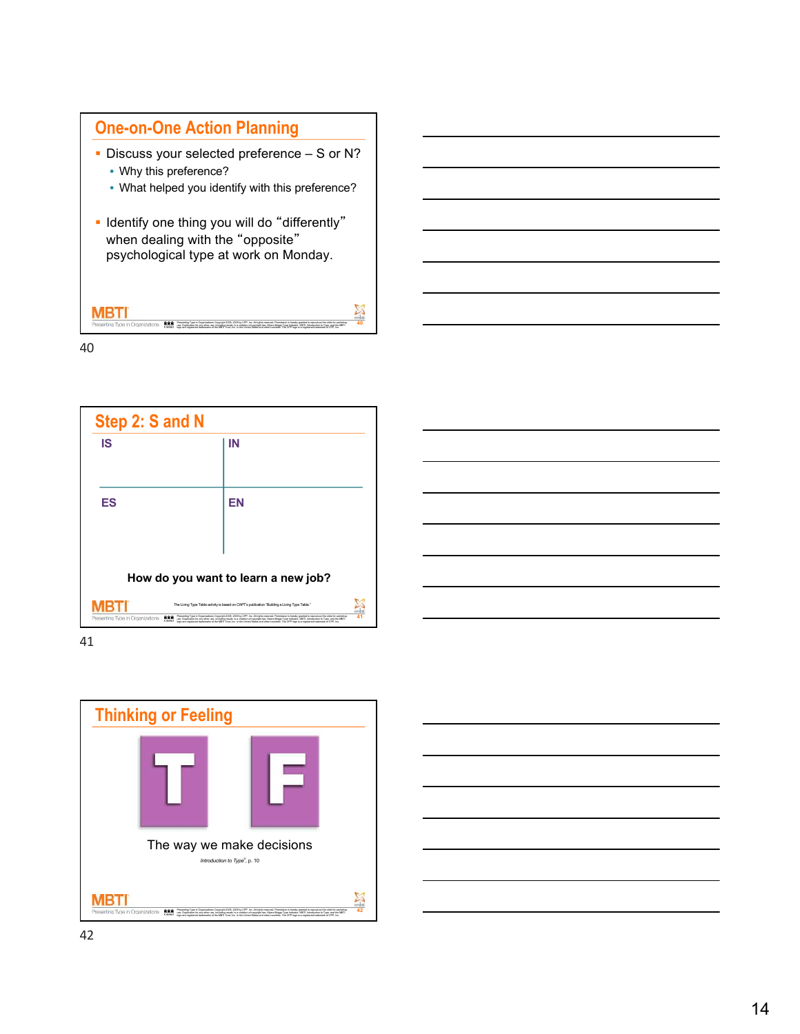## One-on-One Action Planning

- Discuss your selected preference – S or N?
  - Why this preference?
  - What helped you identify with this preference?
- Identify one thing you will do "differently" when dealing with the "opposite" psychological type at work on Monday.

40

## Step 2: S and N

| IS | IN |
|---|---|
| ES | EN |

**How do you want to learn a new job?**

The Living Type Table activity is based on CAPT's publication "Building a Living Type Table."

41

## Thinking or Feeling

T F

The way we make decisions

*Introduction to Type*®, p. 10

42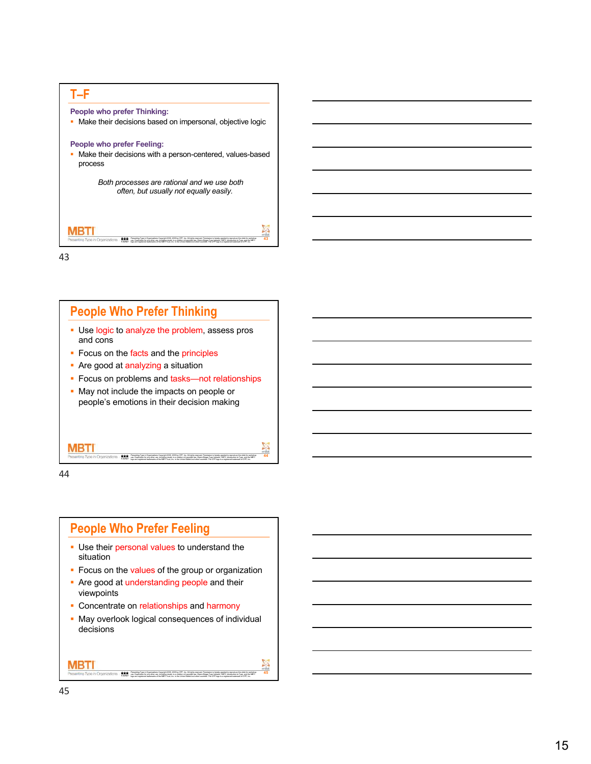## T–F

**People who prefer Thinking:**

- Make their decisions based on impersonal, objective logic

**People who prefer Feeling:**

- Make their decisions with a person-centered, values-based process

*Both processes are rational and we use both often, but usually not equally easily.*

MBTI
Presenting Type in Organizations

43

## People Who Prefer Thinking

- Use logic to analyze the problem, assess pros and cons
- Focus on the facts and the principles
- Are good at analyzing a situation
- Focus on problems and tasks—not relationships
- May not include the impacts on people or people's emotions in their decision making

MBTI
Presenting Type in Organizations

44

## People Who Prefer Feeling

- Use their personal values to understand the situation
- Focus on the values of the group or organization
- Are good at understanding people and their viewpoints
- Concentrate on relationships and harmony
- May overlook logical consequences of individual decisions

MBTI
Presenting Type in Organizations

45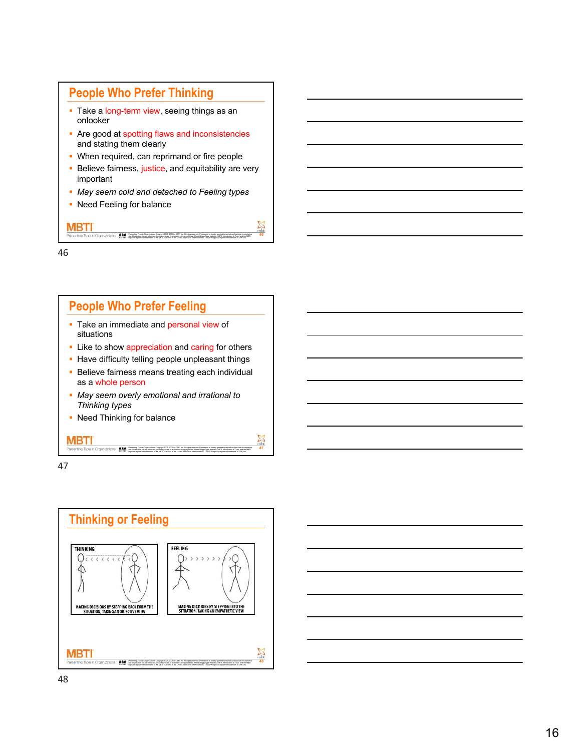## People Who Prefer Thinking

- Take a long-term view, seeing things as an onlooker
- Are good at spotting flaws and inconsistencies and stating them clearly
- When required, can reprimand or fire people
- Believe fairness, justice, and equitability are very important
- *May seem cold and detached to Feeling types*
- Need Feeling for balance

46

## People Who Prefer Feeling

- Take an immediate and personal view of situations
- Like to show appreciation and caring for others
- Have difficulty telling people unpleasant things
- Believe fairness means treating each individual as a whole person
- *May seem overly emotional and irrational to Thinking types*
- Need Thinking for balance

47

## Thinking or Feeling

THINKING

MAKING DECISIONS BY STEPPING BACK FROM THE SITUATION, TAKING AN OBJECTIVE VIEW

FEELING

MAKING DECISIONS BY STEPPING INTO THE SITUATION, TAKING AN EMPATHETIC VIEW

48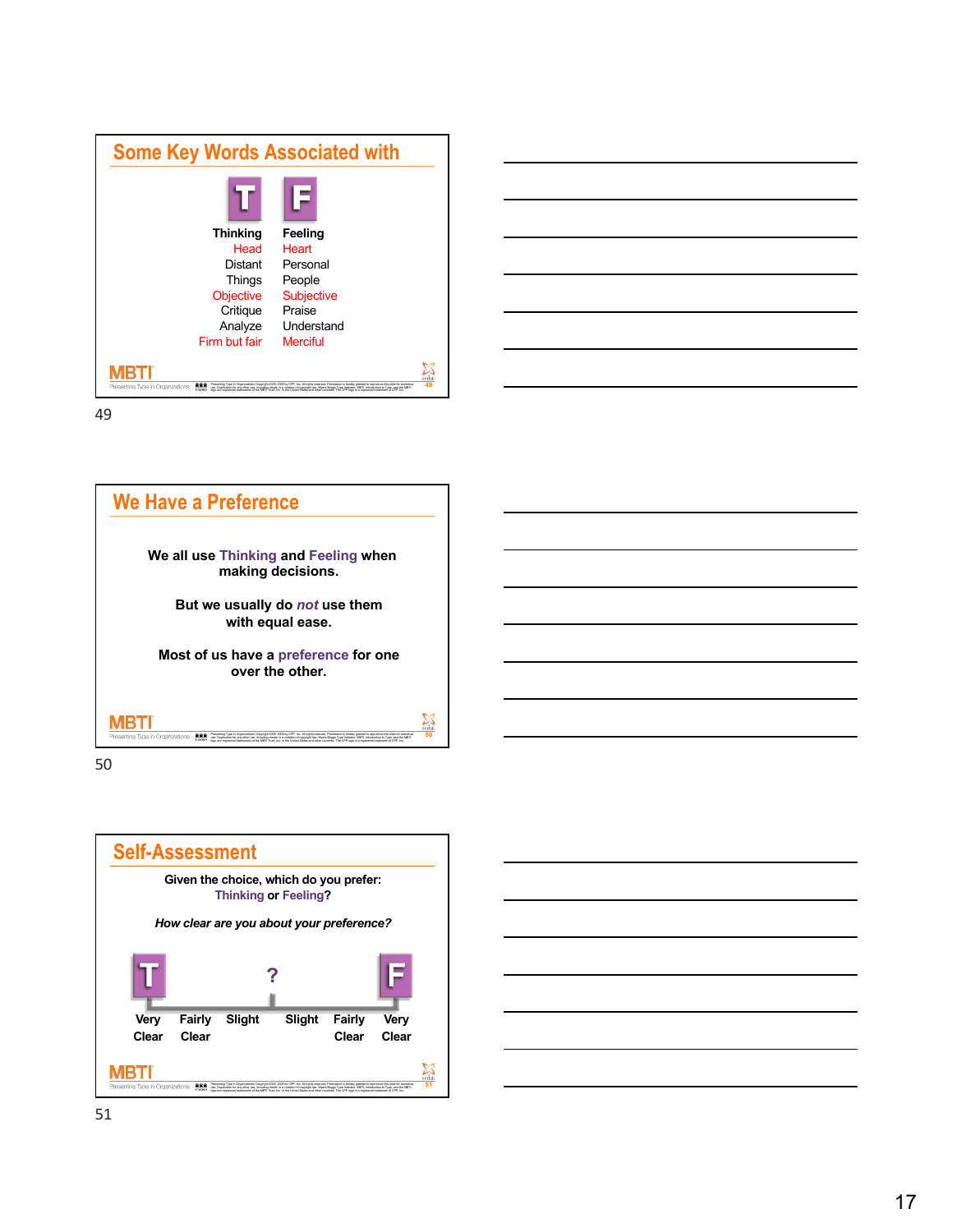## Some Key Words Associated with

| T | F |
|---|---|
| **Thinking** | **Feeling** |
| Head | Heart |
| Distant | Personal |
| Things | People |
| Objective | Subjective |
| Critique | Praise |
| Analyze | Understand |
| Firm but fair | Merciful |

MBTI Presenting Type in Organizations

49

## We Have a Preference

**We all use Thinking and Feeling when making decisions.**

**But we usually do *not* use them with equal ease.**

**Most of us have a preference for one over the other.**

MBTI Presenting Type in Organizations

50

## Self-Assessment

**Given the choice, which do you prefer: Thinking or Feeling?**

***How clear are you about your preference?***

| T | | | ? | | | F |
|---|---|---|---|---|---|---|
| Very Clear | Fairly Clear | Slight | | Slight | Fairly Clear | Very Clear |

MBTI Presenting Type in Organizations

51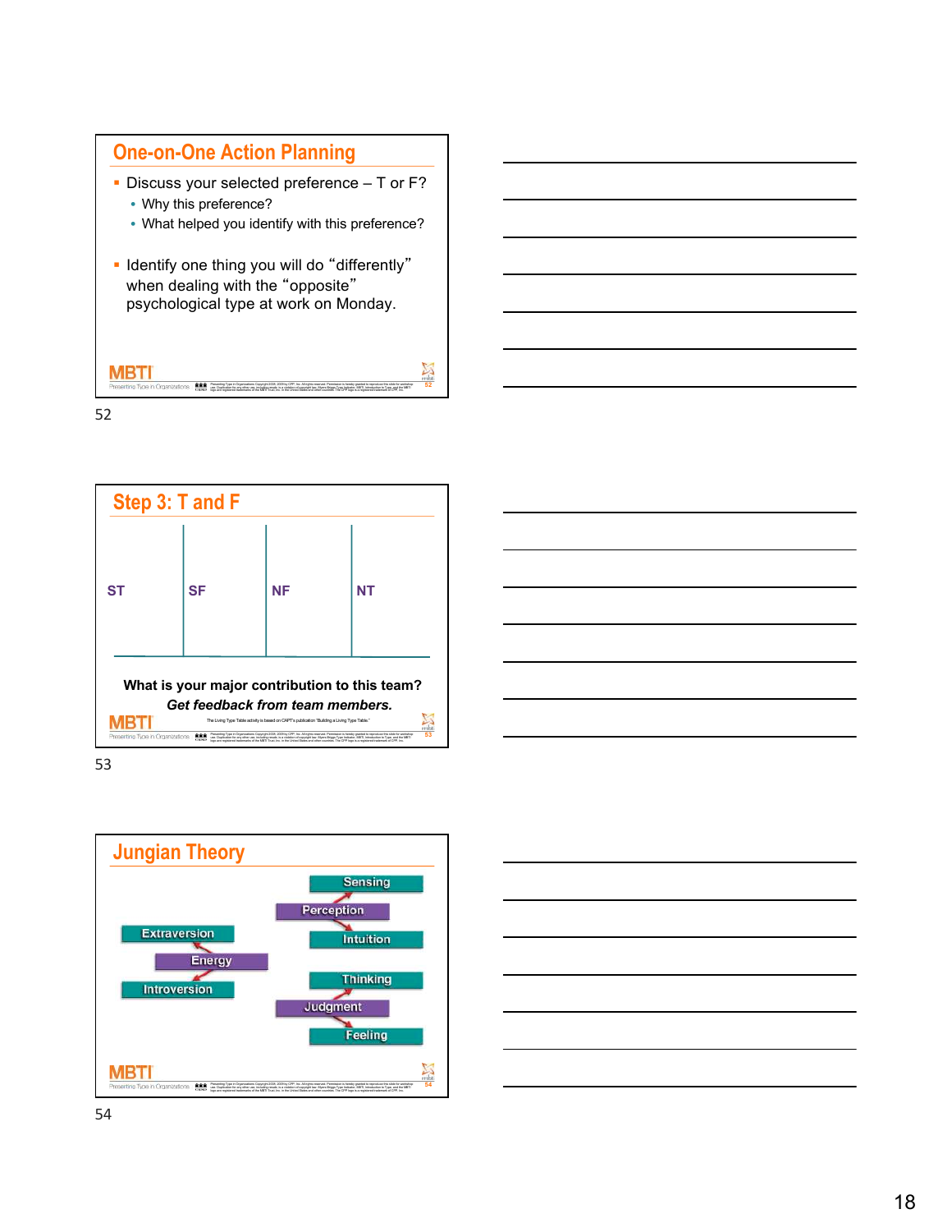## One-on-One Action Planning

- Discuss your selected preference – T or F?
  - Why this preference?
  - What helped you identify with this preference?
- Identify one thing you will do "differently" when dealing with the "opposite" psychological type at work on Monday.

52

## Step 3: T and F

| ST | SF | NF | NT |
|---|---|---|---|
| | | | |

**What is your major contribution to this team?**

***Get feedback from team members.***

The Living Type Table activity is based on CAPT's publication "Building a Living Type Table."

53

## Jungian Theory

- Extraversion
- Energy
- Introversion
- Sensing
- Perception
- Intuition
- Thinking
- Judgment
- Feeling

54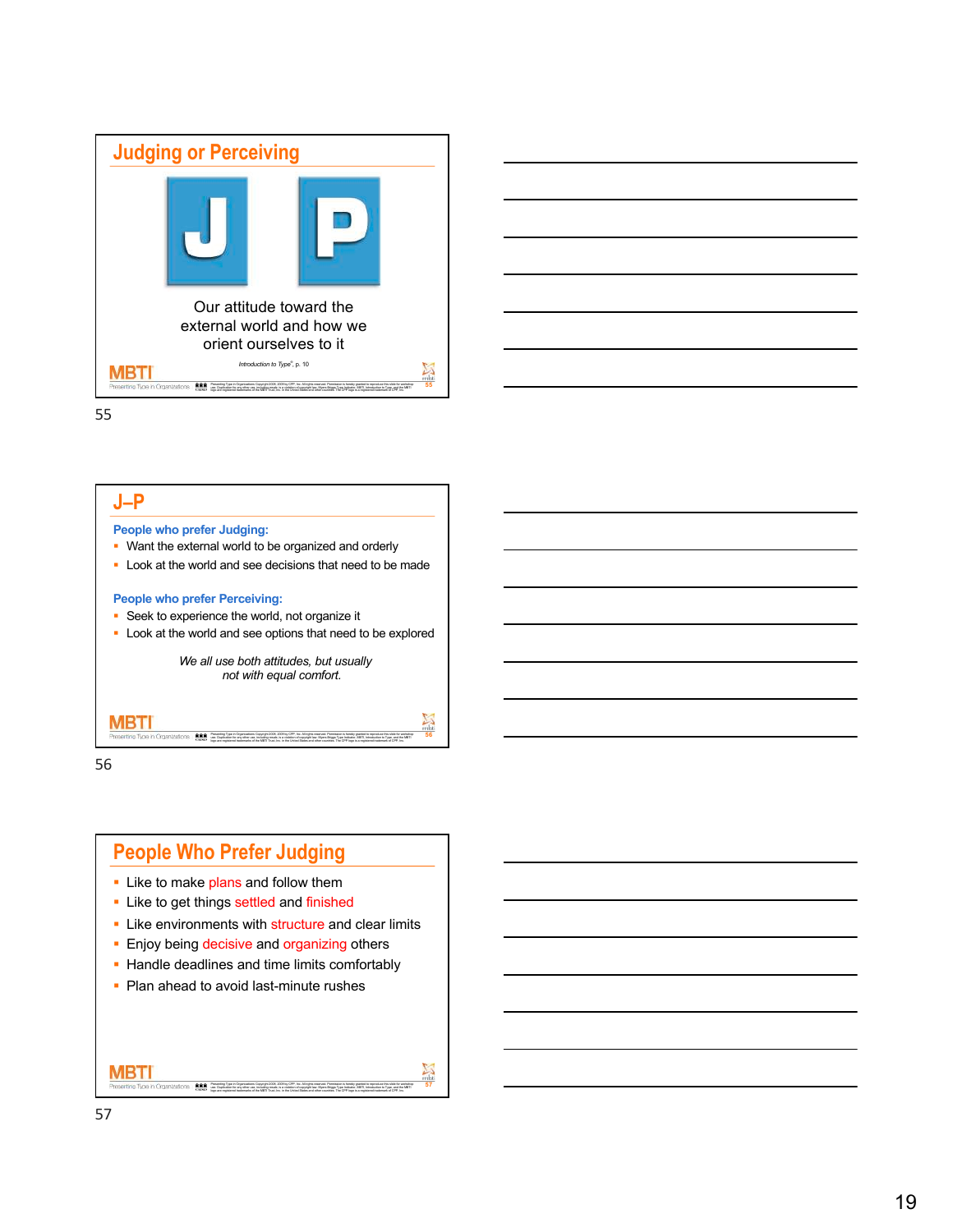## Judging or Perceiving

J P

Our attitude toward the external world and how we orient ourselves to it

*Introduction to Type®*, p. 10

55

## J–P

**People who prefer Judging:**

- Want the external world to be organized and orderly
- Look at the world and see decisions that need to be made

**People who prefer Perceiving:**

- Seek to experience the world, not organize it
- Look at the world and see options that need to be explored

*We all use both attitudes, but usually not with equal comfort.*

56

## People Who Prefer Judging

- Like to make plans and follow them
- Like to get things settled and finished
- Like environments with structure and clear limits
- Enjoy being decisive and organizing others
- Handle deadlines and time limits comfortably
- Plan ahead to avoid last-minute rushes

57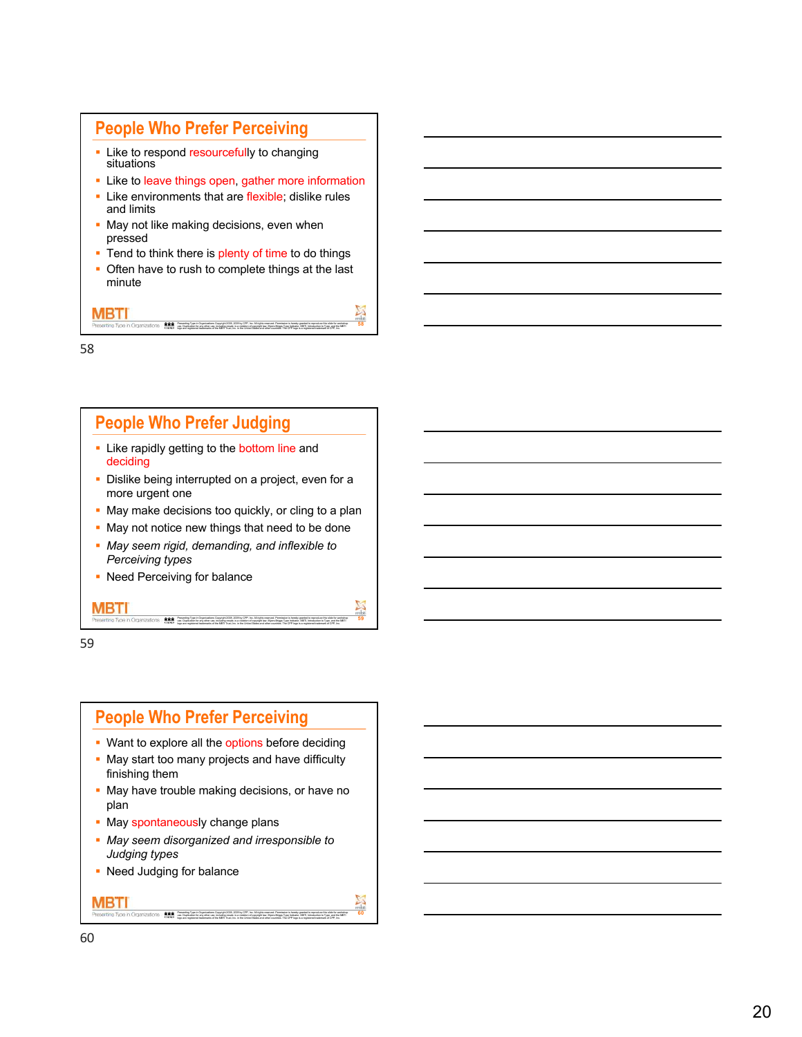## People Who Prefer Perceiving

- Like to respond resourcefully to changing situations
- Like to leave things open, gather more information
- Like environments that are flexible; dislike rules and limits
- May not like making decisions, even when pressed
- Tend to think there is plenty of time to do things
- Often have to rush to complete things at the last minute

58

## People Who Prefer Judging

- Like rapidly getting to the bottom line and deciding
- Dislike being interrupted on a project, even for a more urgent one
- May make decisions too quickly, or cling to a plan
- May not notice new things that need to be done
- *May seem rigid, demanding, and inflexible to Perceiving types*
- Need Perceiving for balance

59

## People Who Prefer Perceiving

- Want to explore all the options before deciding
- May start too many projects and have difficulty finishing them
- May have trouble making decisions, or have no plan
- May spontaneously change plans
- *May seem disorganized and irresponsible to Judging types*
- Need Judging for balance

60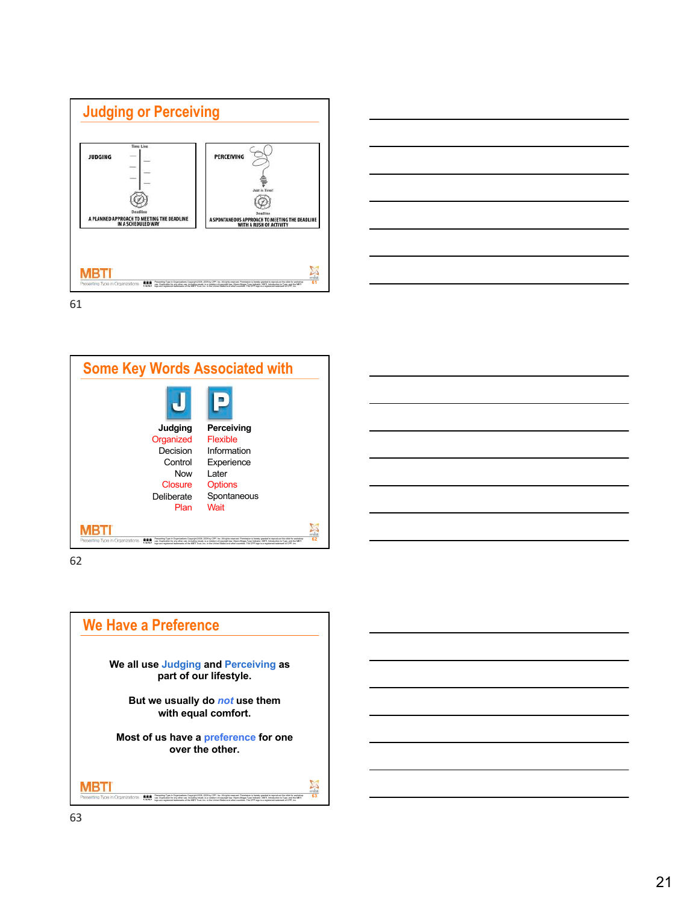## Judging or Perceiving

JUDGING

Time Line

Deadline

A PLANNED APPROACH TO MEETING THE DEADLINE IN A SCHEDULED WAY

PERCEIVING

Just in Time!

Deadline

A SPONTANEOUS APPROACH TO MEETING THE DEADLINE WITH A RUSH OF ACTIVITY

61

## Some Key Words Associated with

| Judging | Perceiving |
|---|---|
| Organized | Flexible |
| Decision | Information |
| Control | Experience |
| Now | Later |
| Closure | Options |
| Deliberate | Spontaneous |
| Plan | Wait |

62

## We Have a Preference

**We all use Judging and Perceiving as part of our lifestyle.**

**But we usually do *not* use them with equal comfort.**

**Most of us have a preference for one over the other.**

63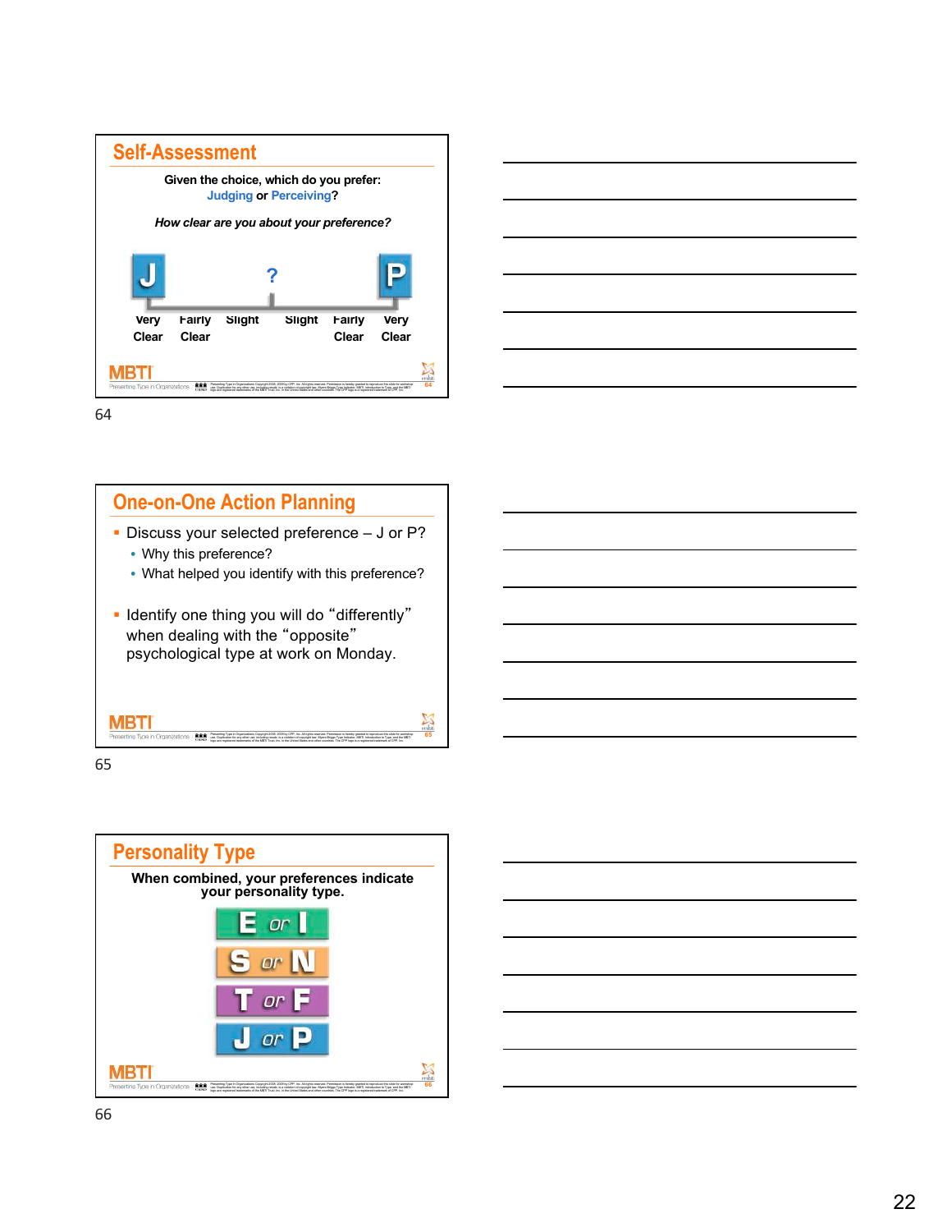## Self-Assessment

Given the choice, which do you prefer:
Judging or Perceiving?

*How clear are you about your preference?*

J ? P

Very Clear | Fairly Clear | Slight | Slight | Fairly Clear | Very Clear

64

## One-on-One Action Planning

- Discuss your selected preference – J or P?
  - Why this preference?
  - What helped you identify with this preference?
- Identify one thing you will do "differently" when dealing with the "opposite" psychological type at work on Monday.

65

## Personality Type

**When combined, your preferences indicate your personality type.**

E or I

S or N

T or F

J or P

66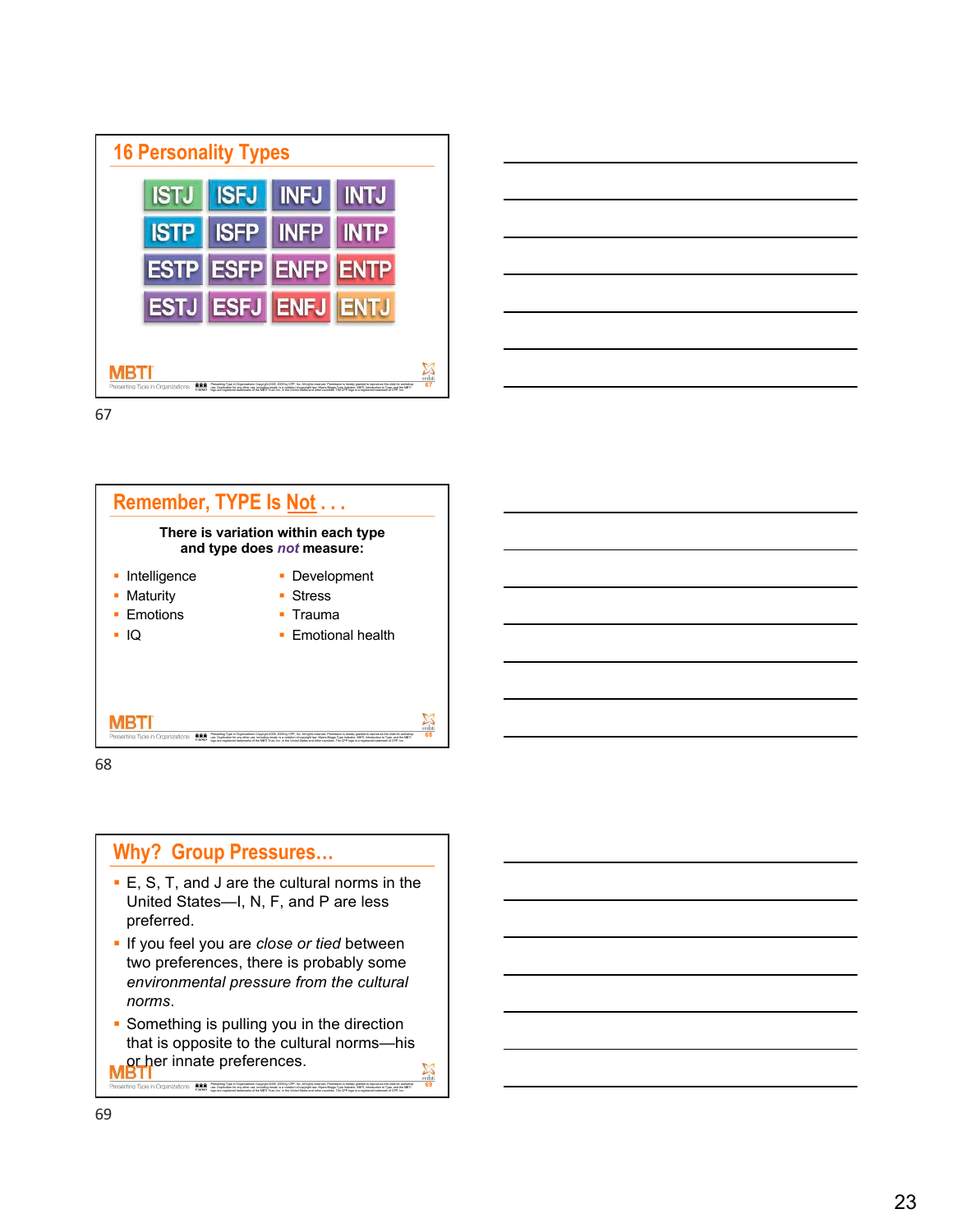## 16 Personality Types

| | | | |
|---|---|---|---|
| ISTJ | ISFJ | INFJ | INTJ |
| ISTP | ISFP | INFP | INTP |
| ESTP | ESFP | ENFP | ENTP |
| ESTJ | ESFJ | ENFJ | ENTJ |

MBTI

67

## Remember, TYPE Is Not . . .

**There is variation within each type and type does *not* measure:**

- Intelligence
- Maturity
- Emotions
- IQ
- Development
- Stress
- Trauma
- Emotional health

MBTI

68

## Why? Group Pressures…

- E, S, T, and J are the cultural norms in the United States—I, N, F, and P are less preferred.
- If you feel you are *close or tied* between two preferences, there is probably some *environmental pressure from the cultural norms*.
- Something is pulling you in the direction that is opposite to the cultural norms—his or her innate preferences.

MBTI

69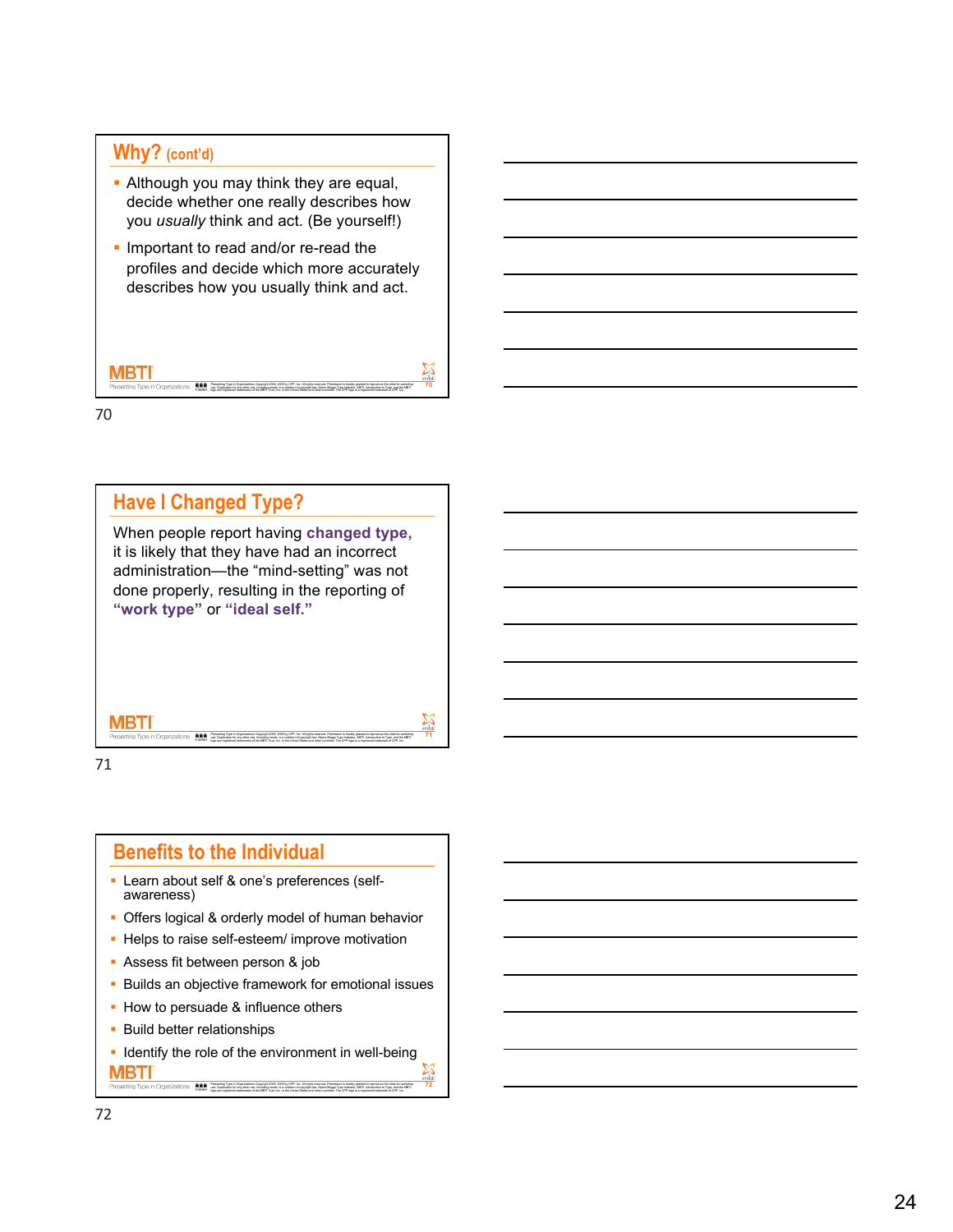## Why? (cont'd)

- Although you may think they are equal, decide whether one really describes how you *usually* think and act. (Be yourself!)
- Important to read and/or re-read the profiles and decide which more accurately describes how you usually think and act.

70

## Have I Changed Type?

When people report having **changed type,** it is likely that they have had an incorrect administration—the "mind-setting" was not done properly, resulting in the reporting of **"work type"** or **"ideal self."**

71

## Benefits to the Individual

- Learn about self & one's preferences (self-awareness)
- Offers logical & orderly model of human behavior
- Helps to raise self-esteem/ improve motivation
- Assess fit between person & job
- Builds an objective framework for emotional issues
- How to persuade & influence others
- Build better relationships
- Identify the role of the environment in well-being

72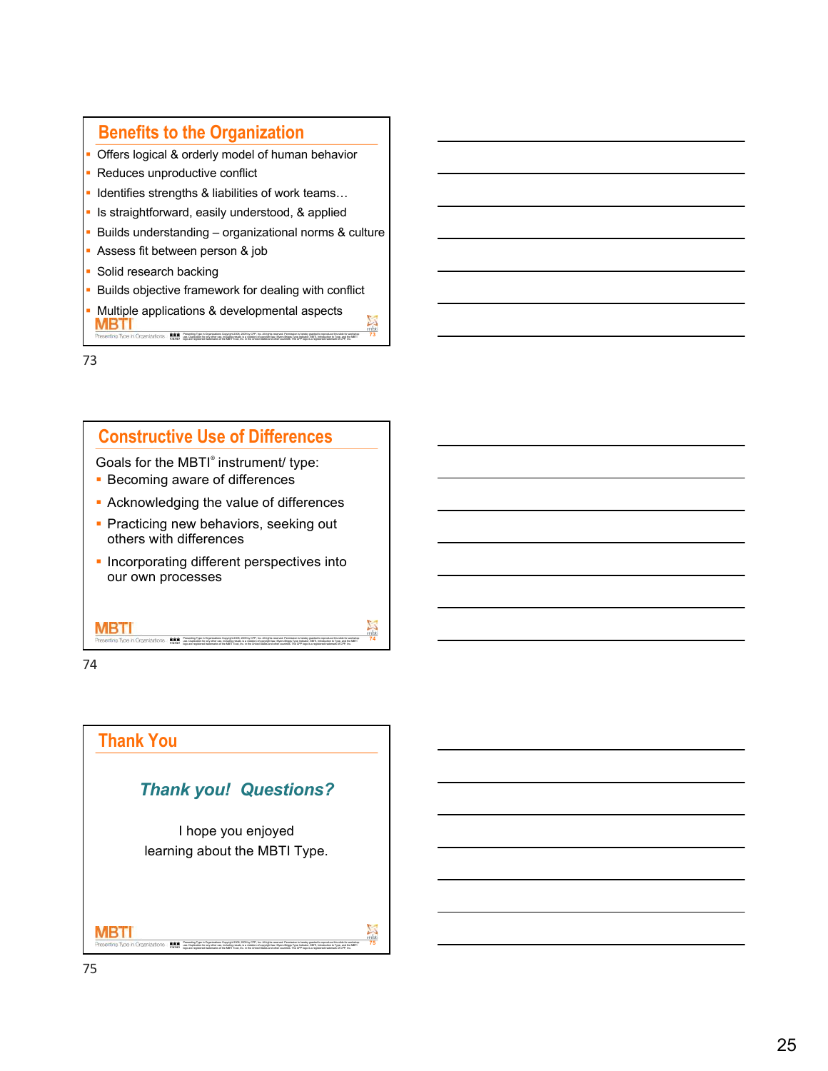## Benefits to the Organization

- Offers logical & orderly model of human behavior
- Reduces unproductive conflict
- Identifies strengths & liabilities of work teams…
- Is straightforward, easily understood, & applied
- Builds understanding – organizational norms & culture
- Assess fit between person & job
- Solid research backing
- Builds objective framework for dealing with conflict
- Multiple applications & developmental aspects

73

## Constructive Use of Differences

Goals for the MBTI® instrument/ type:

- Becoming aware of differences
- Acknowledging the value of differences
- Practicing new behaviors, seeking out others with differences
- Incorporating different perspectives into our own processes

74

## Thank You

***Thank you! Questions?***

I hope you enjoyed learning about the MBTI Type.

75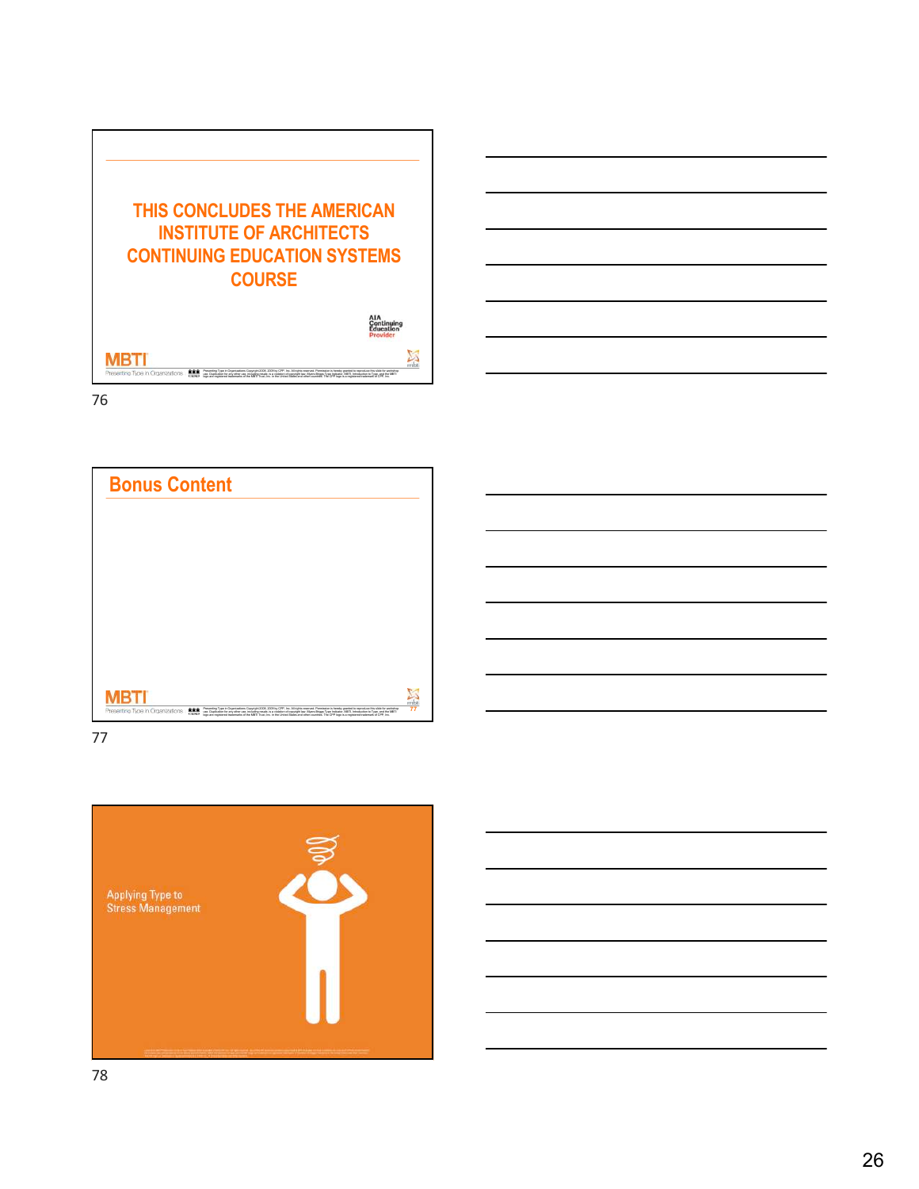THIS CONCLUDES THE AMERICAN INSTITUTE OF ARCHITECTS CONTINUING EDUCATION SYSTEMS COURSE

AIA Continuing Education Provider

MBTI
Presenting Type in Organizations

76

## Bonus Content

MBTI
Presenting Type in Organizations

77

Applying Type to Stress Management

78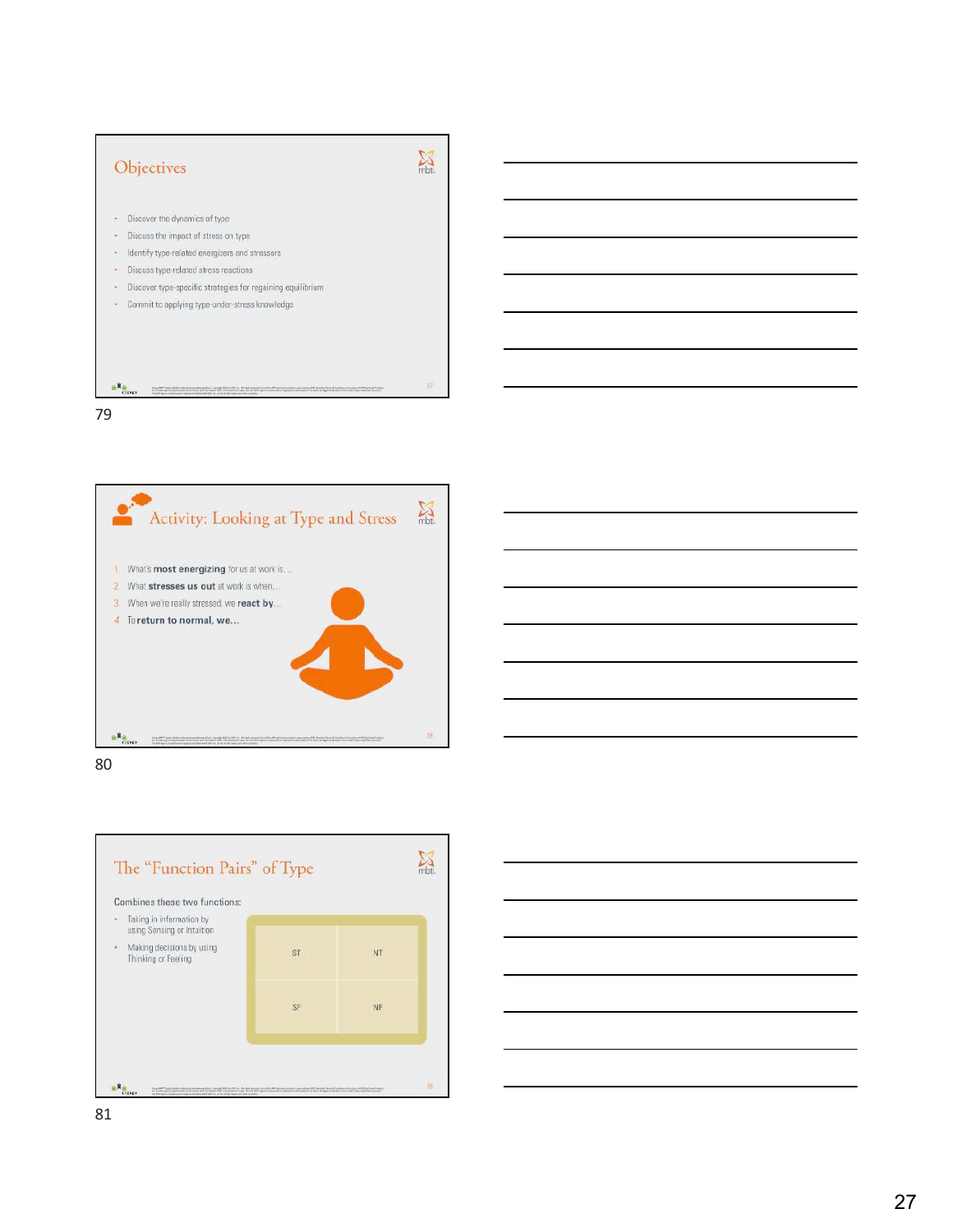## Objectives

- Discover the dynamics of type
- Discuss the impact of stress on type
- Identify type-related energizers and stressors
- Discuss type-related stress reactions
- Discover type-specific strategies for regaining equilibrium
- Commit to applying type-under-stress knowledge

79

## Activity: Looking at Type and Stress

1. What's **most energizing** for us at work is…
2. What **stresses us out** at work is when…
3. When we're really stressed, we **react by**…
4. To **return to normal, we…**

80

## The "Function Pairs" of Type

Combines these two functions:

- Taking in information by using Sensing or Intuition
- Making decisions by using Thinking or Feeling

| ST | NT |
|---|---|
| SF | NF |

81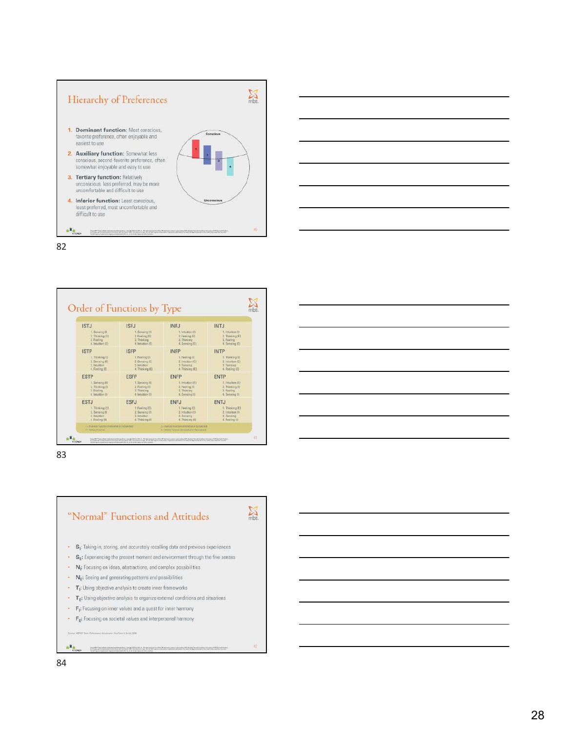## Hierarchy of Preferences

1. **Dominant function:** Most conscious, favorite preference, often enjoyable and easiest to use
2. **Auxiliary function:** Somewhat less conscious, second-favorite preference, often somewhat enjoyable and easy to use
3. **Tertiary function:** Relatively unconscious, less preferred, may be more uncomfortable and difficult to use
4. **Inferior function:** Least conscious, least preferred, most uncomfortable and difficult to use

Conscious

Unconscious

82

## Order of Functions by Type

| ISTJ | ISFJ | INFJ | INTJ |
|---|---|---|---|
| 1. Sensing (I)<br>2. Thinking (E)<br>3. Feeling<br>4. Intuition (E) | 1. Sensing (I)<br>2. Feeling (E)<br>3. Thinking<br>4. Intuition (E) | 1. Intuition (I)<br>2. Feeling (E)<br>3. Thinking<br>4. Sensing (E) | 1. Intuition (I)<br>2. Thinking (E)<br>3. Feeling<br>4. Sensing (E) |
| **ISTP** | **ISFP** | **INFP** | **INTP** |
| 1. Thinking (I)<br>2. Sensing (E)<br>3. Intuition<br>4. Feeling (E) | 1. Feeling (I)<br>2. Sensing (E)<br>3. Intuition<br>4. Thinking (E) | 1. Feeling (I)<br>2. Intuition (E)<br>3. Sensing<br>4. Thinking (E) | 1. Thinking (I)<br>2. Intuition (E)<br>3. Sensing<br>4. Feeling (E) |
| **ESTP** | **ESFP** | **ENFP** | **ENTP** |
| 1. Sensing (E)<br>2. Thinking (I)<br>3. Feeling<br>4. Intuition (I) | 1. Sensing (E)<br>2. Feeling (I)<br>3. Thinking<br>4. Intuition (I) | 1. Intuition (E)<br>2. Feeling (I)<br>3. Thinking<br>4. Sensing (I) | 1. Intuition (E)<br>2. Thinking (I)<br>3. Feeling<br>4. Sensing (I) |
| **ESTJ** | **ESFJ** | **ENFJ** | **ENTJ** |
| 1. Thinking (E)<br>2. Sensing (I)<br>3. Intuition<br>4. Feeling (I) | 1. Feeling (E)<br>2. Sensing (I)<br>3. Intuition<br>4. Thinking (I) | 1. Feeling (E)<br>2. Intuition (I)<br>3. Sensing<br>4. Thinking (I) | 1. Thinking (E)<br>2. Intuition (I)<br>3. Sensing<br>4. Feeling (I) |

83

## "Normal" Functions and Attitudes

- $S_I$: Taking in, storing, and accurately recalling data and previous experiences
- $S_E$: Experiencing the present moment and environment through the five senses
- $N_I$: Focusing on ideas, abstractions, and complex possibilities
- $N_E$: Seeing and generating patterns and possibilities
- $T_I$: Using objective analysis to create inner frameworks
- $T_E$: Using objective analysis to organize external conditions and situations
- $F_I$: Focusing on inner values and a quest for inner harmony
- $F_E$: Focusing on societal values and interpersonal harmony

84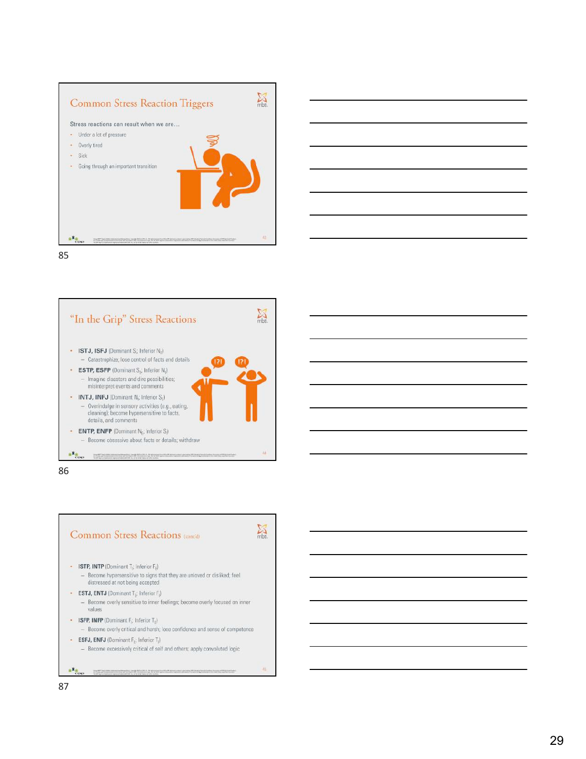## Common Stress Reaction Triggers

Stress reactions can result when we are…

- Under a lot of pressure
- Overly tired
- Sick
- Going through an important transition

## "In the Grip" Stress Reactions

- **ISTJ, ISFJ** (Dominant S; Inferior $N_E$)
  - Catastrophize; lose control of facts and details
- **ESTP, ESFP** (Dominant $S_E$; Inferior $N_I$)
  - Imagine disasters and dire possibilities; misinterpret events and comments
- **INTJ, INFJ** (Dominant $N_I$; Inferior $S_E$)
  - Overindulge in sensory activities (e.g., eating, cleaning); become hypersensitive to facts, details, and comments
- **ENTP, ENFP** (Dominant $N_E$; Inferior $S_I$)
  - Become obsessive about facts or details; withdraw

## Common Stress Reactions (cont'd)

- **ISTP, INTP** (Dominant $T_I$; Inferior $F_E$)
  - Become hypersensitive to signs that they are unloved or disliked; feel distressed at not being accepted
- **ESTJ, ENTJ** (Dominant $T_E$; Inferior $F_I$)
  - Become overly sensitive to inner feelings; become overly focused on inner values
- **ISFP, INFP** (Dominant $F_I$; Inferior $T_E$)
  - Become overly critical and harsh; lose confidence and sense of competence
- **ESFJ, ENFJ** (Dominant $F_E$; Inferior $T_I$)
  - Become excessively critical of self and others; apply convoluted logic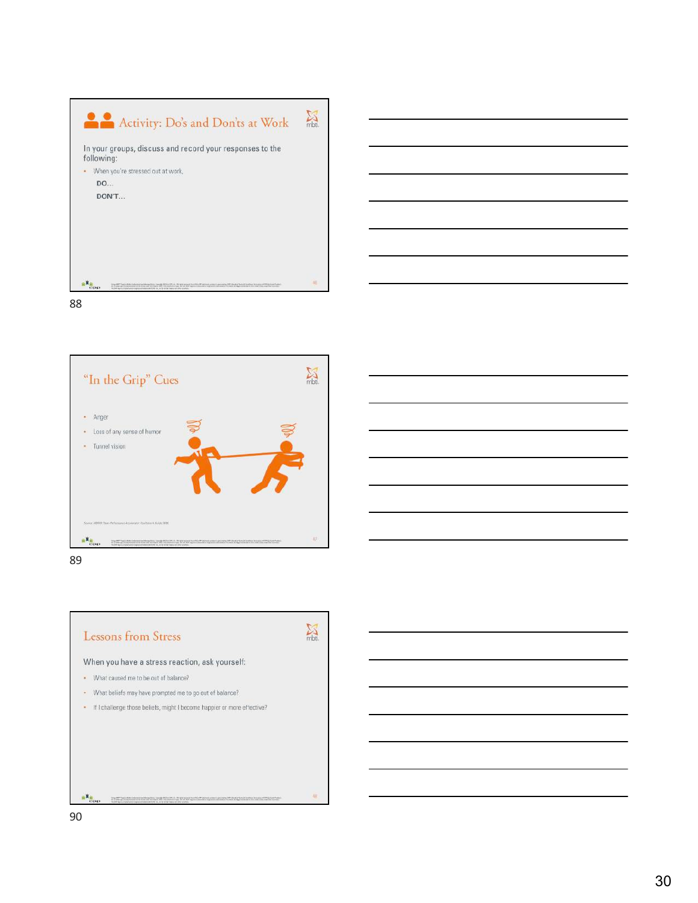## Activity: Do's and Don'ts at Work

In your groups, discuss and record your responses to the following:

- When you're stressed out at work,

  DO…

  DON'T…

88

## "In the Grip" Cues

- Anger
- Loss of any sense of humor
- Tunnel vision

89

## Lessons from Stress

When you have a stress reaction, ask yourself:

- What caused me to be out of balance?
- What beliefs may have prompted me to go out of balance?
- If I challenge those beliefs, might I become happier or more effective?

90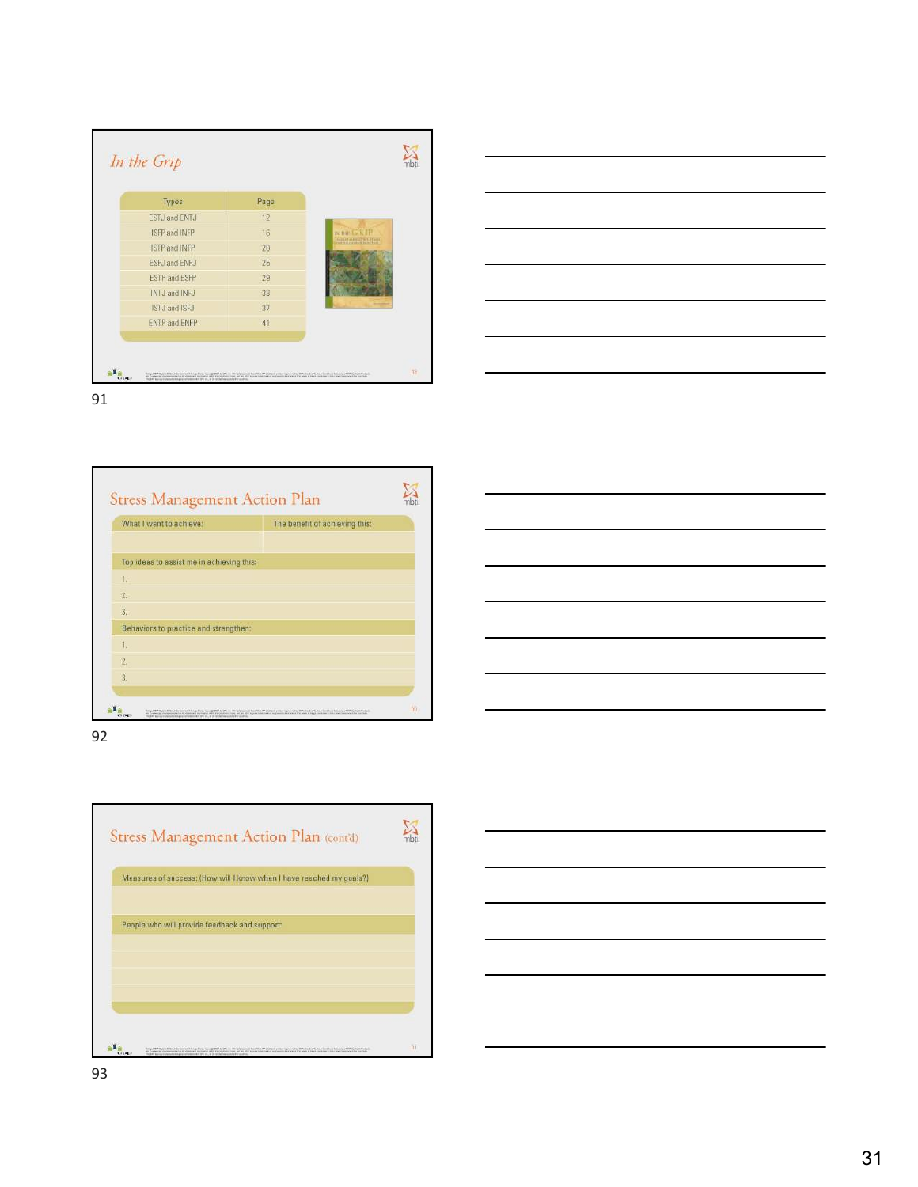## In the Grip

| Types | Page |
|---|---|
| ESTJ and ENTJ | 12 |
| ISFP and INFP | 16 |
| ISTP and INTP | 20 |
| ESFJ and ENFJ | 25 |
| ESTP and ESFP | 29 |
| INTJ and INFJ | 33 |
| ISTJ and ISFJ | 37 |
| ENTP and ENFP | 41 |

91

## Stress Management Action Plan

| What I want to achieve: | The benefit of achieving this: |
|---|---|
| | |

Top ideas to assist me in achieving this:

1.
2.
3.

Behaviors to practice and strengthen:

1.
2.
3.

92

## Stress Management Action Plan (cont'd)

Measures of success: (How will I know when I have reached my goals?)

People who will provide feedback and support:

93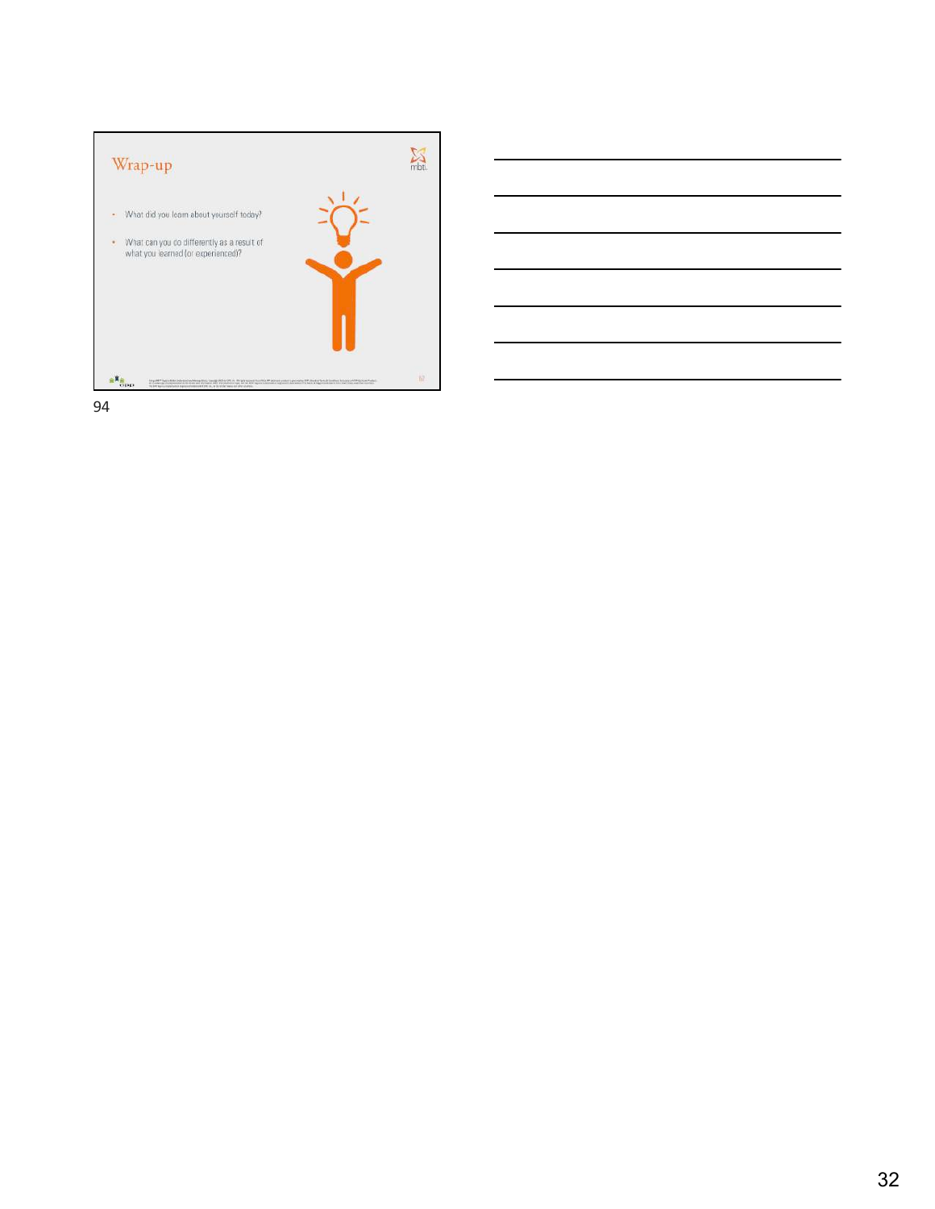## Wrap-up

- What did you learn about yourself today?
- What can you do differently as a result of what you learned (or experienced)?

94